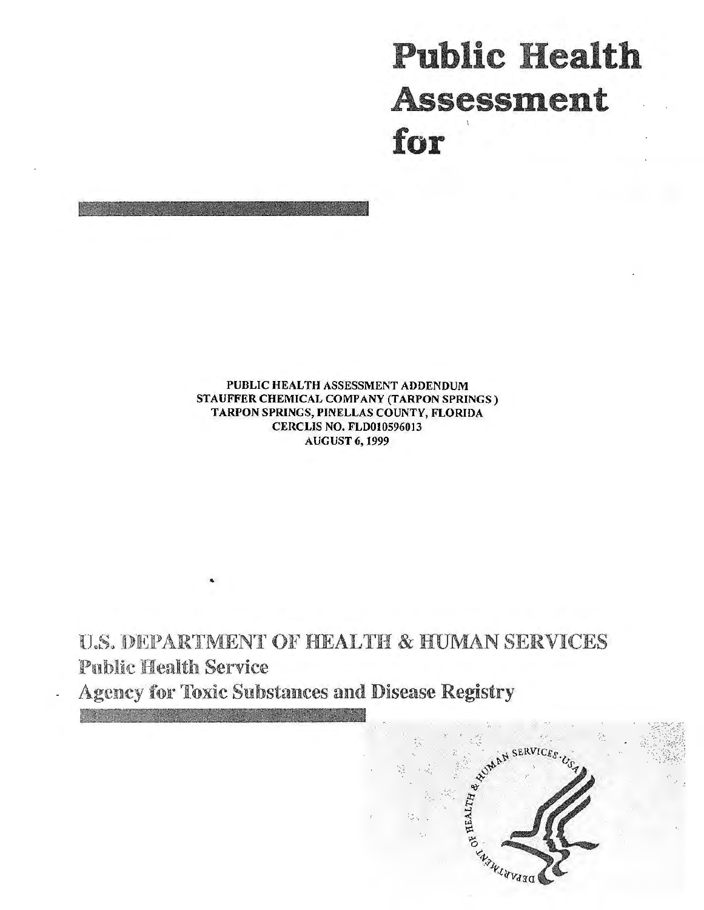# Public Health Assessment for

PUBLIC HEALTH ASSESSMENT ADDENDUM
STAUFFER CHEMICAL COMPANY (TARPON SPRINGS)
TARPON SPRINGS, PINELLAS COUNTY, FLORIDA
CERCLIS NO. FLD010596013
AUGUST 6, 1999

U.S. DEPARTMENT OF HEALTH & HUMAN SERVICES
Public Health Service
Agency for Toxic Substances and Disease Registry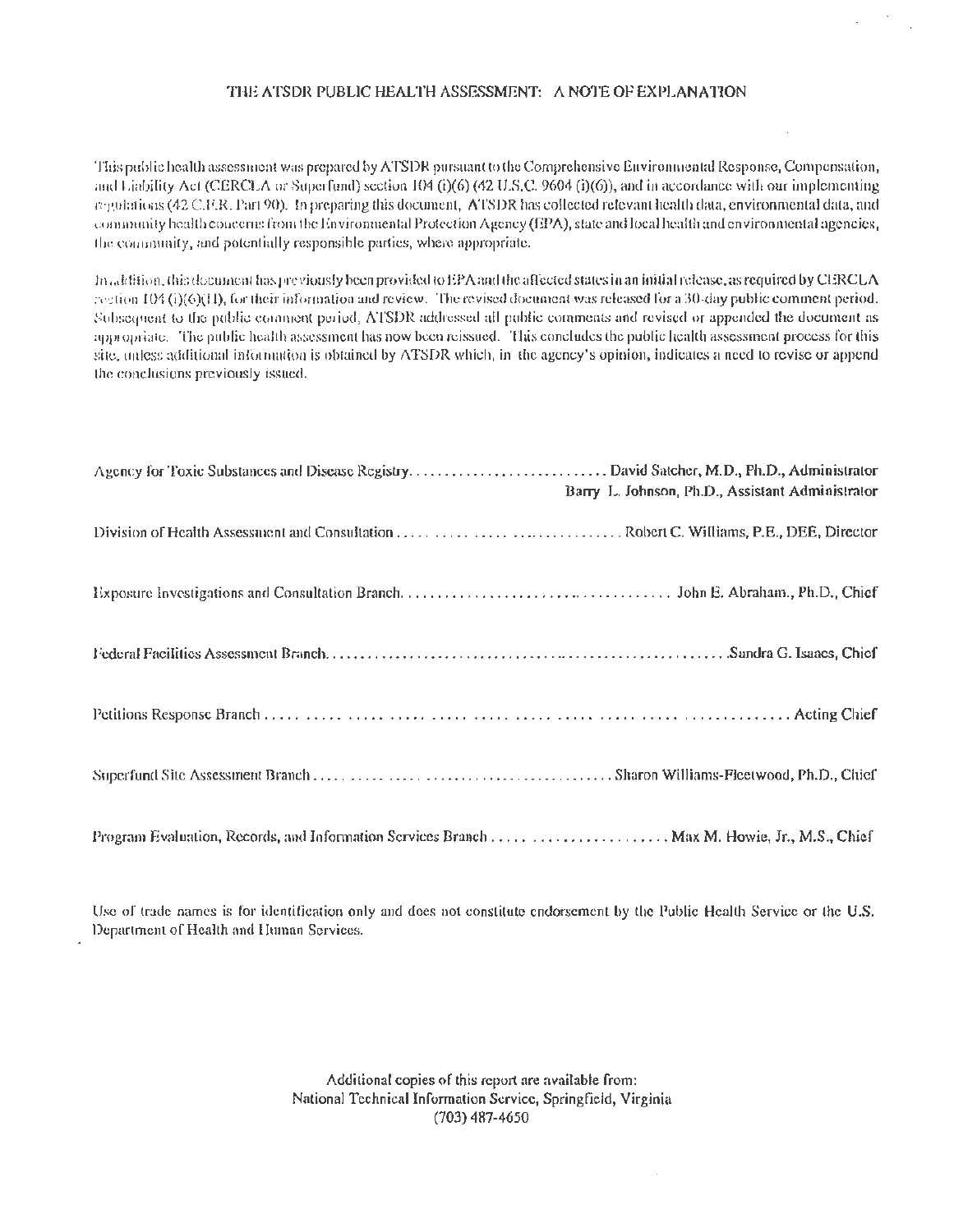# THE ATSDR PUBLIC HEALTH ASSESSMENT: A NOTE OF EXPLANATION

This public health assessment was prepared by ATSDR pursuant to the Comprehensive Environmental Response, Compensation, and Liability Act (CERCLA or Superfund) section 104 (i)(6) (42 U.S.C. 9604 (i)(6)), and in accordance with our implementing regulations (42 C.F.R. Part 90). In preparing this document, ATSDR has collected relevant health data, environmental data, and community health concerns from the Environmental Protection Agency (EPA), state and local health and environmental agencies, the community, and potentially responsible parties, where appropriate.

In addition, this document has previously been provided to EPA and the affected states in an initial release, as required by CERCLA section 104 (i)(6)(H), for their information and review. The revised document was released for a 30-day public comment period. Subsequent to the public comment period, ATSDR addressed all public comments and revised or appended the document as appropriate. The public health assessment has now been reissued. This concludes the public health assessment process for this site, unless additional information is obtained by ATSDR which, in the agency's opinion, indicates a need to revise or append the conclusions previously issued.

Agency for Toxic Substances and Disease Registry............................ David Satcher, M.D., Ph.D., Administrator
Barry L. Johnson, Ph.D., Assistant Administrator

Division of Health Assessment and Consultation ............................. Robert C. Williams, P.E., DEE, Director

Exposure Investigations and Consultation Branch.................................... John E. Abraham., Ph.D., Chief

Federal Facilities Assessment Branch...................................................... Sandra G. Isaacs, Chief

Petitions Response Branch ................................................................................ Acting Chief

Superfund Site Assessment Branch ........................................ Sharon Williams-Fleetwood, Ph.D., Chief

Program Evaluation, Records, and Information Services Branch ......................... Max M. Howie, Jr., M.S., Chief

Use of trade names is for identification only and does not constitute endorsement by the Public Health Service or the U.S. Department of Health and Human Services.

Additional copies of this report are available from:
National Technical Information Service, Springfield, Virginia
(703) 487-4650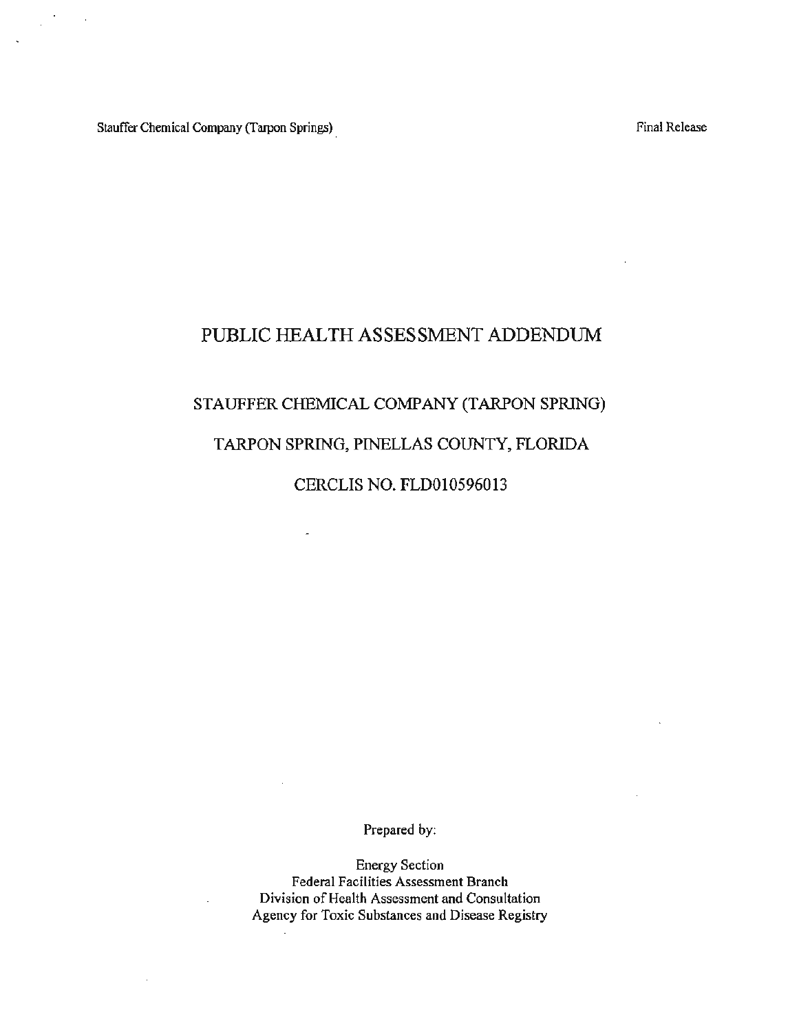# PUBLIC HEALTH ASSESSMENT ADDENDUM

## STAUFFER CHEMICAL COMPANY (TARPON SPRING)

## TARPON SPRING, PINELLAS COUNTY, FLORIDA

## CERCLIS NO. FLD010596013

Prepared by:

Energy Section
Federal Facilities Assessment Branch
Division of Health Assessment and Consultation
Agency for Toxic Substances and Disease Registry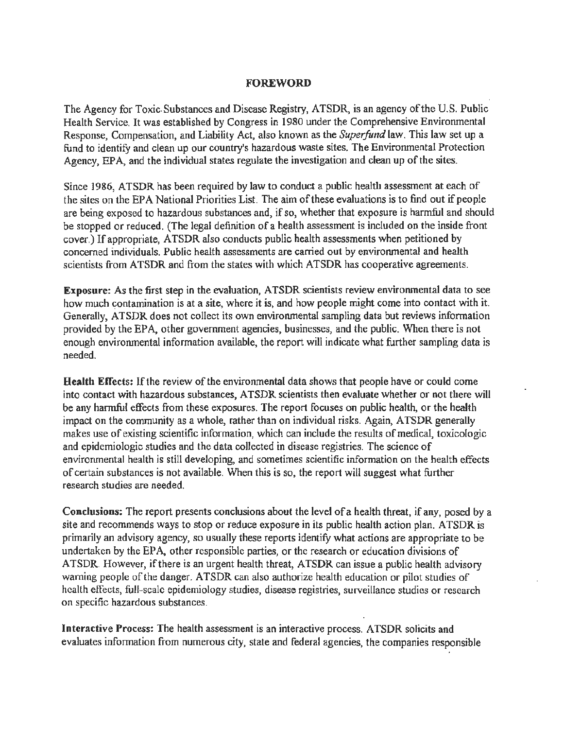## FOREWORD

The Agency for Toxic Substances and Disease Registry, ATSDR, is an agency of the U.S. Public Health Service. It was established by Congress in 1980 under the Comprehensive Environmental Response, Compensation, and Liability Act, also known as the *Superfund* law. This law set up a fund to identify and clean up our country's hazardous waste sites. The Environmental Protection Agency, EPA, and the individual states regulate the investigation and clean up of the sites.

Since 1986, ATSDR has been required by law to conduct a public health assessment at each of the sites on the EPA National Priorities List. The aim of these evaluations is to find out if people are being exposed to hazardous substances and, if so, whether that exposure is harmful and should be stopped or reduced. (The legal definition of a health assessment is included on the inside front cover.) If appropriate, ATSDR also conducts public health assessments when petitioned by concerned individuals. Public health assessments are carried out by environmental and health scientists from ATSDR and from the states with which ATSDR has cooperative agreements.

**Exposure:** As the first step in the evaluation, ATSDR scientists review environmental data to see how much contamination is at a site, where it is, and how people might come into contact with it. Generally, ATSDR does not collect its own environmental sampling data but reviews information provided by the EPA, other government agencies, businesses, and the public. When there is not enough environmental information available, the report will indicate what further sampling data is needed.

**Health Effects:** If the review of the environmental data shows that people have or could come into contact with hazardous substances, ATSDR scientists then evaluate whether or not there will be any harmful effects from these exposures. The report focuses on public health, or the health impact on the community as a whole, rather than on individual risks. Again, ATSDR generally makes use of existing scientific information, which can include the results of medical, toxicologic and epidemiologic studies and the data collected in disease registries. The science of environmental health is still developing, and sometimes scientific information on the health effects of certain substances is not available. When this is so, the report will suggest what further research studies are needed.

**Conclusions:** The report presents conclusions about the level of a health threat, if any, posed by a site and recommends ways to stop or reduce exposure in its public health action plan. ATSDR is primarily an advisory agency, so usually these reports identify what actions are appropriate to be undertaken by the EPA, other responsible parties, or the research or education divisions of ATSDR. However, if there is an urgent health threat, ATSDR can issue a public health advisory warning people of the danger. ATSDR can also authorize health education or pilot studies of health effects, full-scale epidemiology studies, disease registries, surveillance studies or research on specific hazardous substances.

**Interactive Process:** The health assessment is an interactive process. ATSDR solicits and evaluates information from numerous city, state and federal agencies, the companies responsible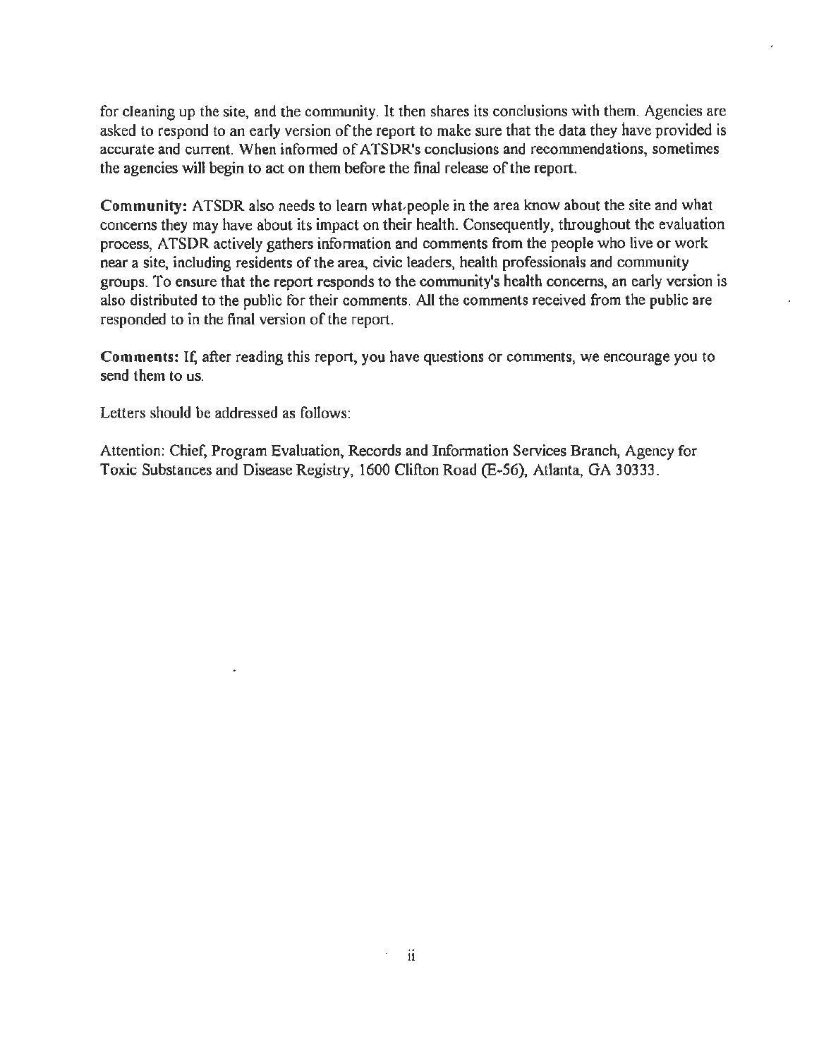for cleaning up the site, and the community. It then shares its conclusions with them. Agencies are asked to respond to an early version of the report to make sure that the data they have provided is accurate and current. When informed of ATSDR's conclusions and recommendations, sometimes the agencies will begin to act on them before the final release of the report.

**Community:** ATSDR also needs to learn what people in the area know about the site and what concerns they may have about its impact on their health. Consequently, throughout the evaluation process, ATSDR actively gathers information and comments from the people who live or work near a site, including residents of the area, civic leaders, health professionals and community groups. To ensure that the report responds to the community's health concerns, an early version is also distributed to the public for their comments. All the comments received from the public are responded to in the final version of the report.

**Comments:** If, after reading this report, you have questions or comments, we encourage you to send them to us.

Letters should be addressed as follows:

Attention: Chief, Program Evaluation, Records and Information Services Branch, Agency for Toxic Substances and Disease Registry, 1600 Clifton Road (E-56), Atlanta, GA 30333.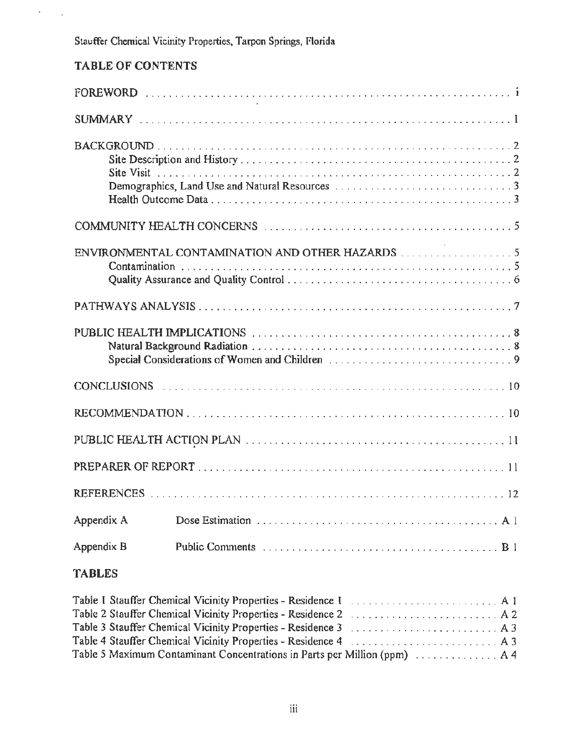## TABLE OF CONTENTS

FOREWORD .... i

SUMMARY .... 1

BACKGROUND .... 2
- Site Description and History .... 2
- Site Visit .... 2
- Demographics, Land Use and Natural Resources .... 3
- Health Outcome Data .... 3

COMMUNITY HEALTH CONCERNS .... 5

ENVIRONMENTAL CONTAMINATION AND OTHER HAZARDS .... 5
- Contamination .... 5
- Quality Assurance and Quality Control .... 6

PATHWAYS ANALYSIS .... 7

PUBLIC HEALTH IMPLICATIONS .... 8
- Natural Background Radiation .... 8
- Special Considerations of Women and Children .... 9

CONCLUSIONS .... 10

RECOMMENDATION .... 10

PUBLIC HEALTH ACTION PLAN .... 11

PREPARER OF REPORT .... 11

REFERENCES .... 12

Appendix A — Dose Estimation .... A 1

Appendix B — Public Comments .... B 1

## TABLES

Table 1 Stauffer Chemical Vicinity Properties - Residence 1 .... A 1
Table 2 Stauffer Chemical Vicinity Properties - Residence 2 .... A 2
Table 3 Stauffer Chemical Vicinity Properties - Residence 3 .... A 3
Table 4 Stauffer Chemical Vicinity Properties - Residence 4 .... A 3
Table 5 Maximum Contaminant Concentrations in Parts per Million (ppm) .... A 4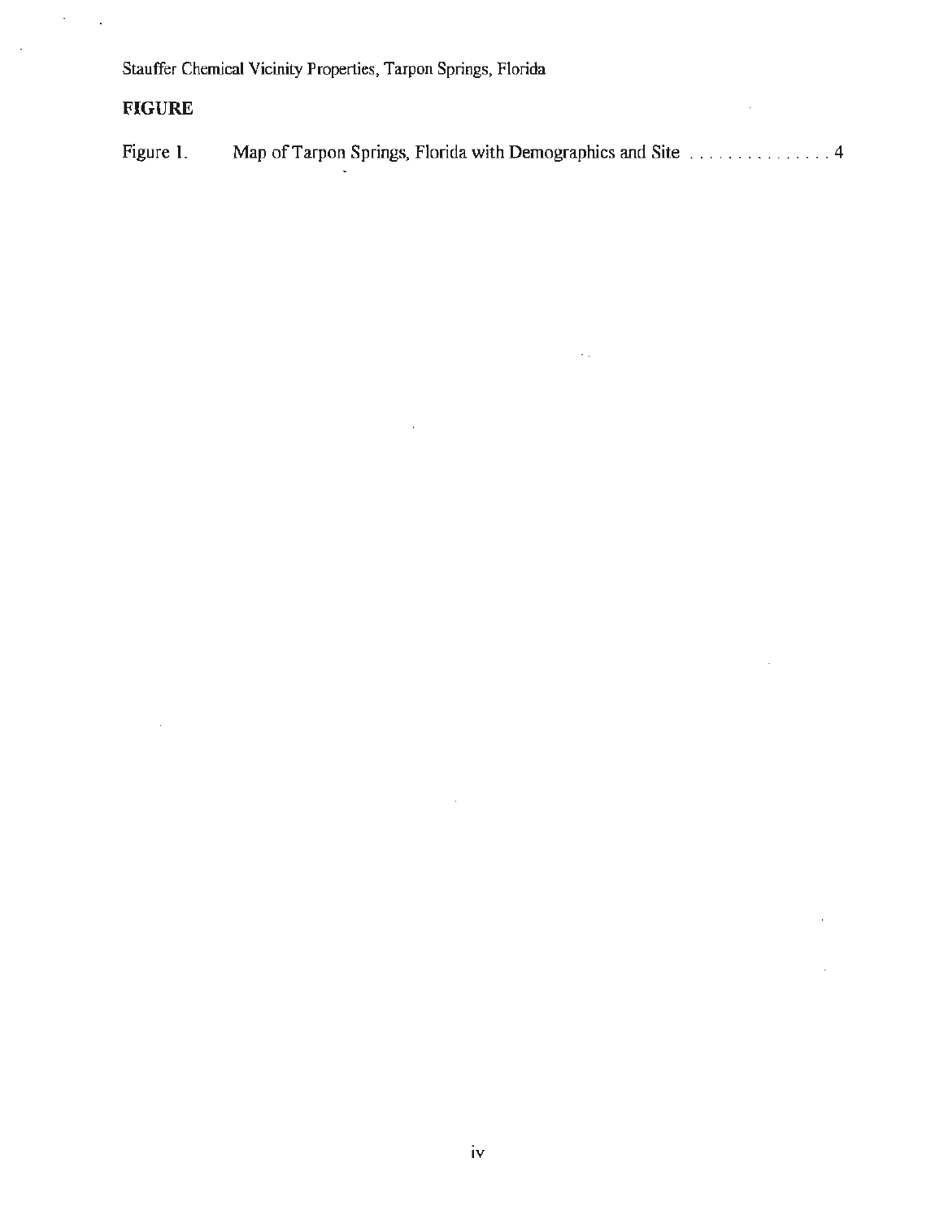## FIGURE

Figure 1. Map of Tarpon Springs, Florida with Demographics and Site . . . . . . . . . . . . . . . 4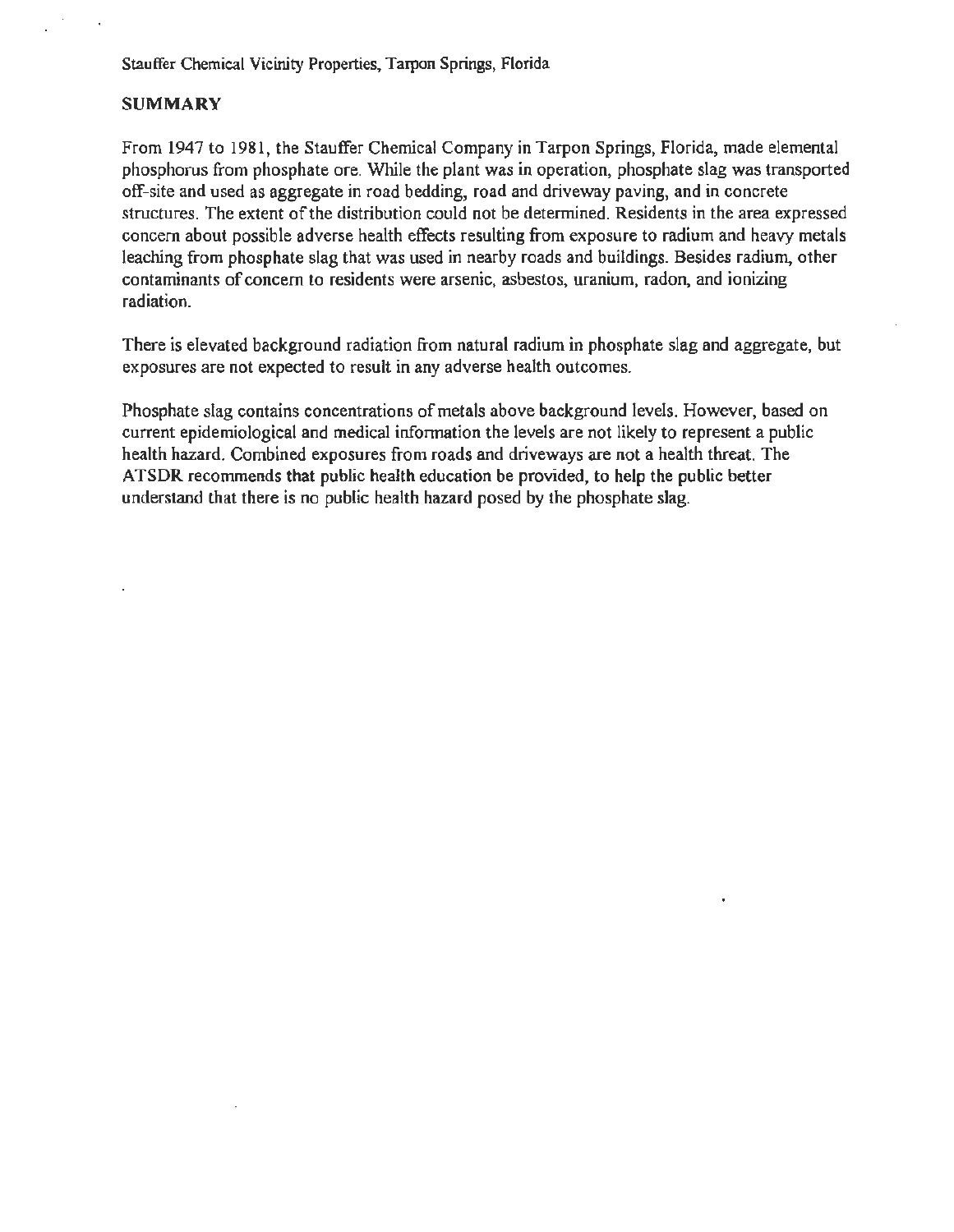Stauffer Chemical Vicinity Properties, Tarpon Springs, Florida

## SUMMARY

From 1947 to 1981, the Stauffer Chemical Company in Tarpon Springs, Florida, made elemental phosphorus from phosphate ore. While the plant was in operation, phosphate slag was transported off-site and used as aggregate in road bedding, road and driveway paving, and in concrete structures. The extent of the distribution could not be determined. Residents in the area expressed concern about possible adverse health effects resulting from exposure to radium and heavy metals leaching from phosphate slag that was used in nearby roads and buildings. Besides radium, other contaminants of concern to residents were arsenic, asbestos, uranium, radon, and ionizing radiation.

There is elevated background radiation from natural radium in phosphate slag and aggregate, but exposures are not expected to result in any adverse health outcomes.

Phosphate slag contains concentrations of metals above background levels. However, based on current epidemiological and medical information the levels are not likely to represent a public health hazard. Combined exposures from roads and driveways are not a health threat. The ATSDR recommends that public health education be provided, to help the public better understand that there is no public health hazard posed by the phosphate slag.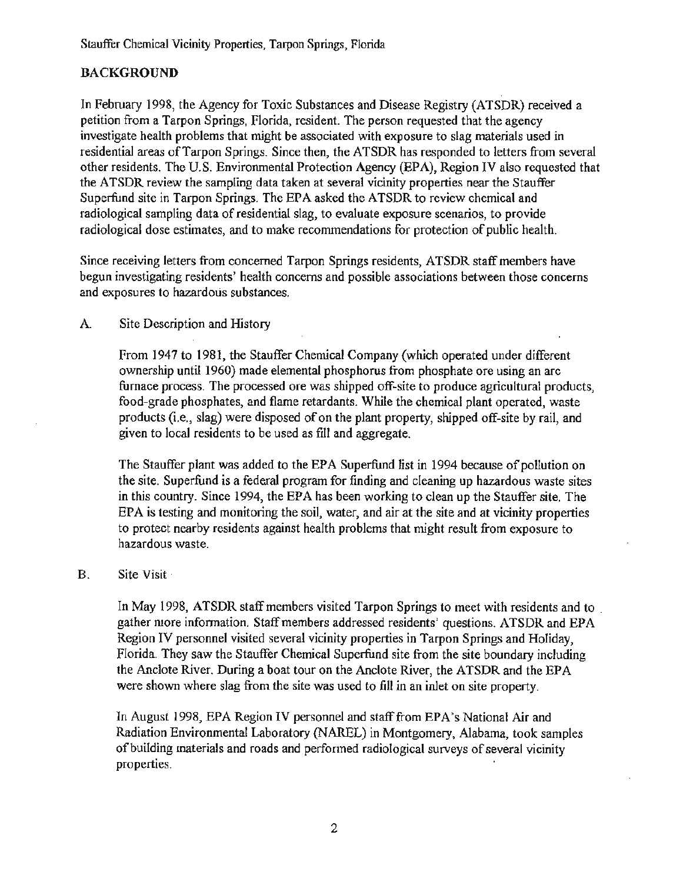## BACKGROUND

In February 1998, the Agency for Toxic Substances and Disease Registry (ATSDR) received a petition from a Tarpon Springs, Florida, resident. The person requested that the agency investigate health problems that might be associated with exposure to slag materials used in residential areas of Tarpon Springs. Since then, the ATSDR has responded to letters from several other residents. The U.S. Environmental Protection Agency (EPA), Region IV also requested that the ATSDR review the sampling data taken at several vicinity properties near the Stauffer Superfund site in Tarpon Springs. The EPA asked the ATSDR to review chemical and radiological sampling data of residential slag, to evaluate exposure scenarios, to provide radiological dose estimates, and to make recommendations for protection of public health.

Since receiving letters from concerned Tarpon Springs residents, ATSDR staff members have begun investigating residents' health concerns and possible associations between those concerns and exposures to hazardous substances.

### A. Site Description and History

From 1947 to 1981, the Stauffer Chemical Company (which operated under different ownership until 1960) made elemental phosphorus from phosphate ore using an arc furnace process. The processed ore was shipped off-site to produce agricultural products, food-grade phosphates, and flame retardants. While the chemical plant operated, waste products (i.e., slag) were disposed of on the plant property, shipped off-site by rail, and given to local residents to be used as fill and aggregate.

The Stauffer plant was added to the EPA Superfund list in 1994 because of pollution on the site. Superfund is a federal program for finding and cleaning up hazardous waste sites in this country. Since 1994, the EPA has been working to clean up the Stauffer site. The EPA is testing and monitoring the soil, water, and air at the site and at vicinity properties to protect nearby residents against health problems that might result from exposure to hazardous waste.

### B. Site Visit

In May 1998, ATSDR staff members visited Tarpon Springs to meet with residents and to gather more information. Staff members addressed residents' questions. ATSDR and EPA Region IV personnel visited several vicinity properties in Tarpon Springs and Holiday, Florida. They saw the Stauffer Chemical Superfund site from the site boundary including the Anclote River. During a boat tour on the Anclote River, the ATSDR and the EPA were shown where slag from the site was used to fill in an inlet on site property.

In August 1998, EPA Region IV personnel and staff from EPA's National Air and Radiation Environmental Laboratory (NAREL) in Montgomery, Alabama, took samples of building materials and roads and performed radiological surveys of several vicinity properties.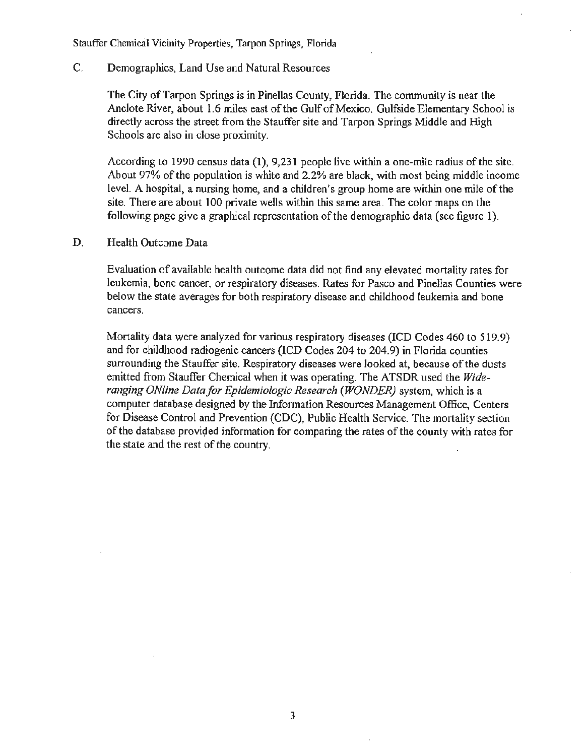## C. Demographics, Land Use and Natural Resources

The City of Tarpon Springs is in Pinellas County, Florida. The community is near the Anclote River, about 1.6 miles east of the Gulf of Mexico. Gulfside Elementary School is directly across the street from the Stauffer site and Tarpon Springs Middle and High Schools are also in close proximity.

According to 1990 census data (1), 9,231 people live within a one-mile radius of the site. About 97% of the population is white and 2.2% are black, with most being middle income level. A hospital, a nursing home, and a children's group home are within one mile of the site. There are about 100 private wells within this same area. The color maps on the following page give a graphical representation of the demographic data (see figure 1).

## D. Health Outcome Data

Evaluation of available health outcome data did not find any elevated mortality rates for leukemia, bone cancer, or respiratory diseases. Rates for Pasco and Pinellas Counties were below the state averages for both respiratory disease and childhood leukemia and bone cancers.

Mortality data were analyzed for various respiratory diseases (ICD Codes 460 to 519.9) and for childhood radiogenic cancers (ICD Codes 204 to 204.9) in Florida counties surrounding the Stauffer site. Respiratory diseases were looked at, because of the dusts emitted from Stauffer Chemical when it was operating. The ATSDR used the *Wide-ranging ONline Data for Epidemiologic Research (WONDER)* system, which is a computer database designed by the Information Resources Management Office, Centers for Disease Control and Prevention (CDC), Public Health Service. The mortality section of the database provided information for comparing the rates of the county with rates for the state and the rest of the country.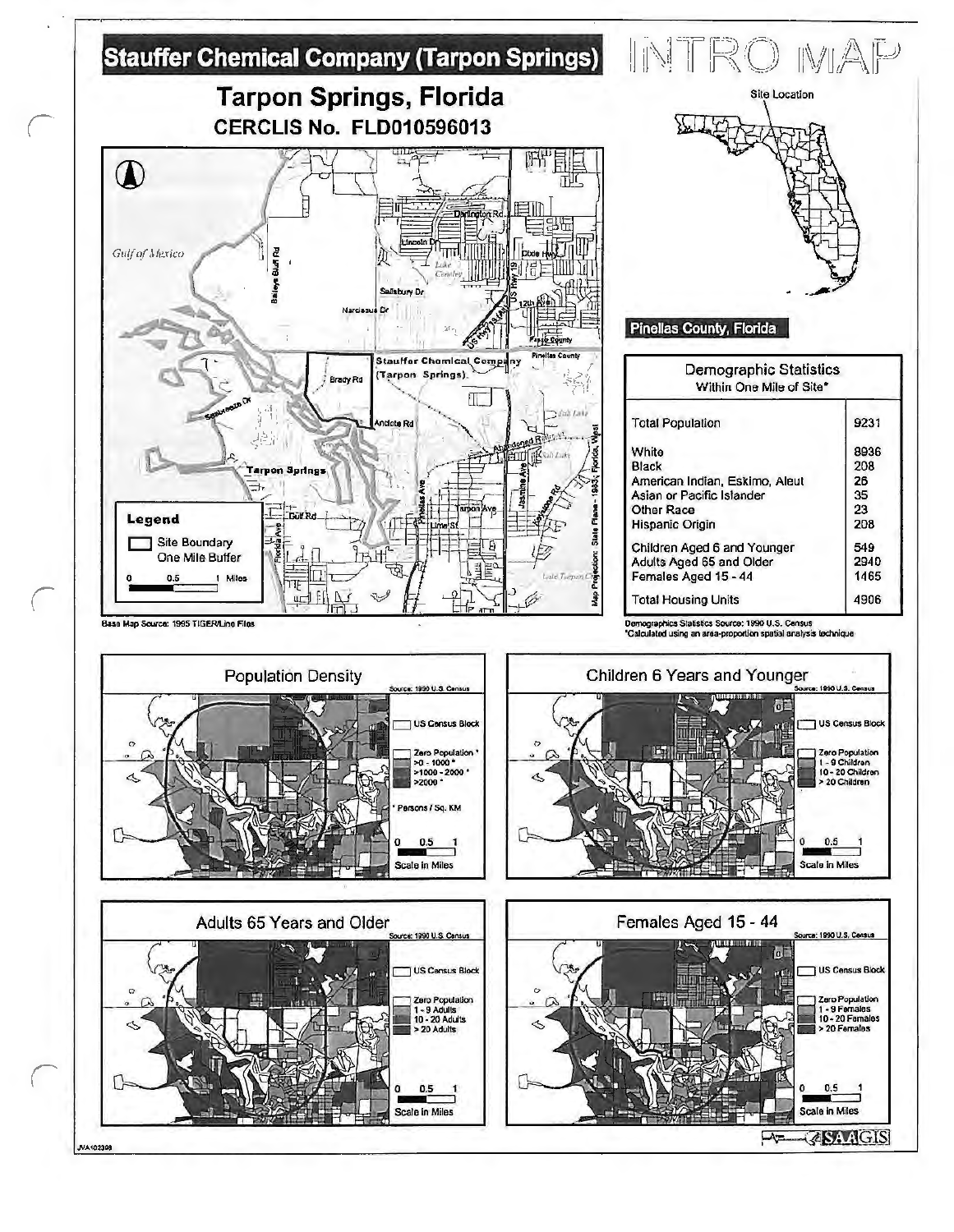# Stauffer Chemical Company (Tarpon Springs)

INTRO MAP

## Tarpon Springs, Florida

### CERCLIS No. FLD010596013

Site Location

Pinellas County, Florida

Legend

- Site Boundary
- One Mile Buffer

0 0.5 1 Miles

Base Map Source: 1995 TIGER/Line Files

Map Projection: State Plane - 1983, Florida, West

| Demographic Statistics Within One Mile of Site* | |
|---|---|
| Total Population | 9231 |
| White | 8936 |
| Black | 208 |
| American Indian, Eskimo, Aleut | 26 |
| Asian or Pacific Islander | 35 |
| Other Race | 23 |
| Hispanic Origin | 208 |
| Children Aged 6 and Younger | 549 |
| Adults Aged 65 and Older | 2940 |
| Females Aged 15 - 44 | 1465 |
| Total Housing Units | 4906 |

Demographics Statistics Source: 1990 U.S. Census
*Calculated using an area-proportion spatial analysis technique

**Population Density** — Source: 1990 U.S. Census

US Census Block; Zero Population *; >0 - 1000 *; >1000 - 2000 *; >2000 *

* Persons / Sq. KM

Scale in Miles

**Children 6 Years and Younger** — Source: 1990 U.S. Census

US Census Block; Zero Population; 1 - 9 Children; 10 - 20 Children; > 20 Children

Scale in Miles

**Adults 65 Years and Older** — Source: 1990 U.S. Census

US Census Block; Zero Population; 1 - 9 Adults; 10 - 20 Adults; > 20 Adults

Scale in Miles

**Females Aged 15 - 44** — Source: 1990 U.S. Census

US Census Block; Zero Population; 1 - 9 Females; 10 - 20 Females; > 20 Females

Scale in Miles

SAAGIS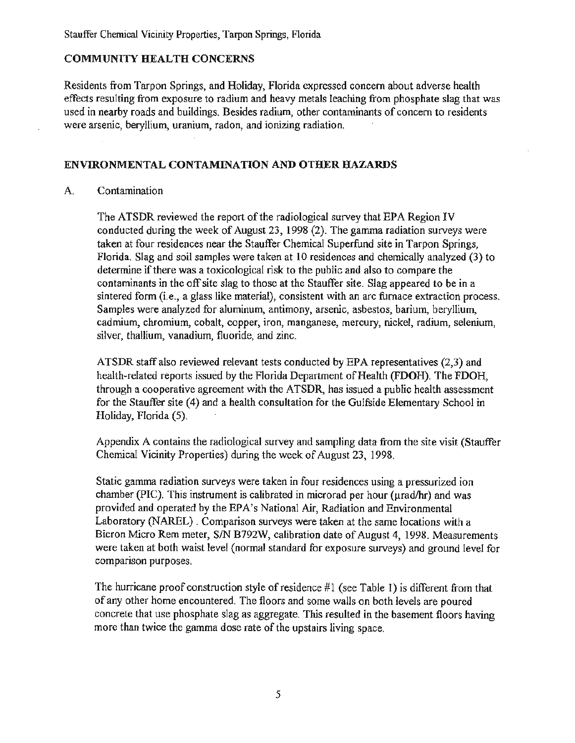## COMMUNITY HEALTH CONCERNS

Residents from Tarpon Springs, and Holiday, Florida expressed concern about adverse health effects resulting from exposure to radium and heavy metals leaching from phosphate slag that was used in nearby roads and buildings. Besides radium, other contaminants of concern to residents were arsenic, beryllium, uranium, radon, and ionizing radiation.

## ENVIRONMENTAL CONTAMINATION AND OTHER HAZARDS

### A. Contamination

The ATSDR reviewed the report of the radiological survey that EPA Region IV conducted during the week of August 23, 1998 (2). The gamma radiation surveys were taken at four residences near the Stauffer Chemical Superfund site in Tarpon Springs, Florida. Slag and soil samples were taken at 10 residences and chemically analyzed (3) to determine if there was a toxicological risk to the public and also to compare the contaminants in the off site slag to those at the Stauffer site. Slag appeared to be in a sintered form (i.e., a glass like material), consistent with an arc furnace extraction process. Samples were analyzed for aluminum, antimony, arsenic, asbestos, barium, beryllium, cadmium, chromium, cobalt, copper, iron, manganese, mercury, nickel, radium, selenium, silver, thallium, vanadium, fluoride, and zinc.

ATSDR staff also reviewed relevant tests conducted by EPA representatives (2,3) and health-related reports issued by the Florida Department of Health (FDOH). The FDOH, through a cooperative agreement with the ATSDR, has issued a public health assessment for the Stauffer site (4) and a health consultation for the Gulfside Elementary School in Holiday, Florida (5).

Appendix A contains the radiological survey and sampling data from the site visit (Stauffer Chemical Vicinity Properties) during the week of August 23, 1998.

Static gamma radiation surveys were taken in four residences using a pressurized ion chamber (PIC). This instrument is calibrated in microrad per hour (μrad/hr) and was provided and operated by the EPA's National Air, Radiation and Environmental Laboratory (NAREL). Comparison surveys were taken at the same locations with a Bicron Micro Rem meter, S/N B792W, calibration date of August 4, 1998. Measurements were taken at both waist level (normal standard for exposure surveys) and ground level for comparison purposes.

The hurricane proof construction style of residence #1 (see Table 1) is different from that of any other home encountered. The floors and some walls on both levels are poured concrete that use phosphate slag as aggregate. This resulted in the basement floors having more than twice the gamma dose rate of the upstairs living space.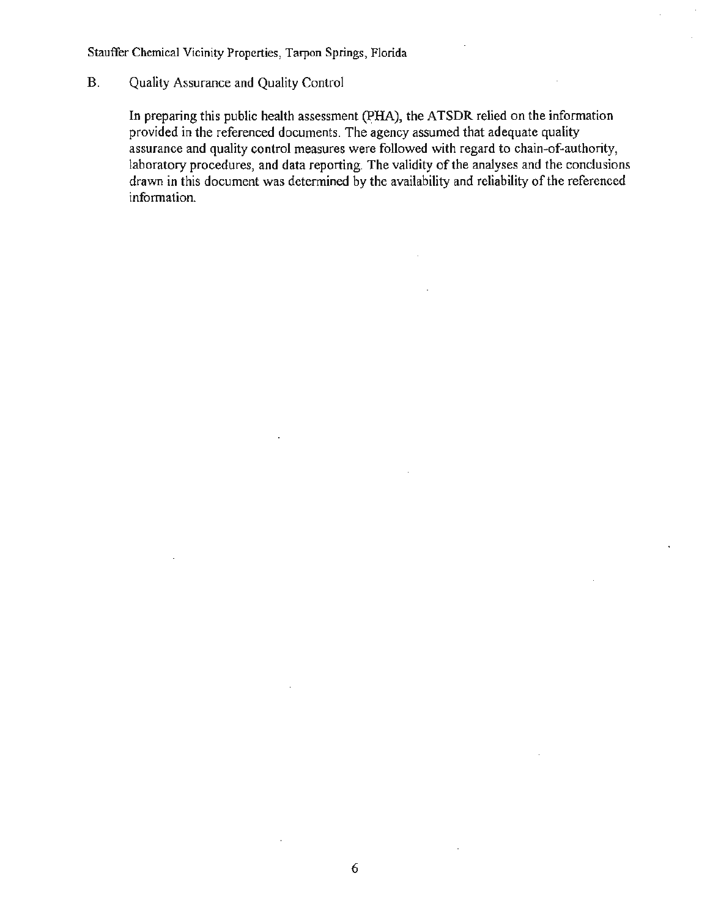## B. Quality Assurance and Quality Control

In preparing this public health assessment (PHA), the ATSDR relied on the information provided in the referenced documents. The agency assumed that adequate quality assurance and quality control measures were followed with regard to chain-of-authority, laboratory procedures, and data reporting. The validity of the analyses and the conclusions drawn in this document was determined by the availability and reliability of the referenced information.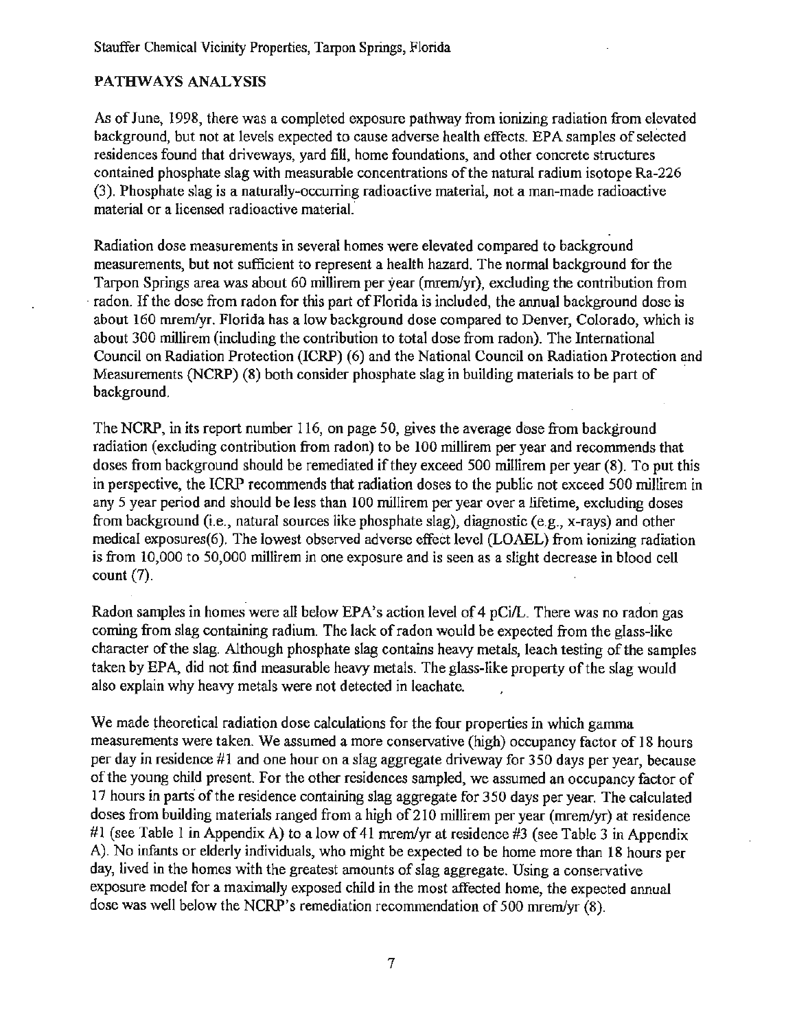## PATHWAYS ANALYSIS

As of June, 1998, there was a completed exposure pathway from ionizing radiation from elevated background, but not at levels expected to cause adverse health effects. EPA samples of selected residences found that driveways, yard fill, home foundations, and other concrete structures contained phosphate slag with measurable concentrations of the natural radium isotope Ra-226 (3). Phosphate slag is a naturally-occurring radioactive material, not a man-made radioactive material or a licensed radioactive material.

Radiation dose measurements in several homes were elevated compared to background measurements, but not sufficient to represent a health hazard. The normal background for the Tarpon Springs area was about 60 millirem per year (mrem/yr), excluding the contribution from radon. If the dose from radon for this part of Florida is included, the annual background dose is about 160 mrem/yr. Florida has a low background dose compared to Denver, Colorado, which is about 300 millirem (including the contribution to total dose from radon). The International Council on Radiation Protection (ICRP) (6) and the National Council on Radiation Protection and Measurements (NCRP) (8) both consider phosphate slag in building materials to be part of background.

The NCRP, in its report number 116, on page 50, gives the average dose from background radiation (excluding contribution from radon) to be 100 millirem per year and recommends that doses from background should be remediated if they exceed 500 millirem per year (8). To put this in perspective, the ICRP recommends that radiation doses to the public not exceed 500 millirem in any 5 year period and should be less than 100 millirem per year over a lifetime, excluding doses from background (i.e., natural sources like phosphate slag), diagnostic (e.g., x-rays) and other medical exposures(6). The lowest observed adverse effect level (LOAEL) from ionizing radiation is from 10,000 to 50,000 millirem in one exposure and is seen as a slight decrease in blood cell count (7).

Radon samples in homes were all below EPA's action level of 4 pCi/L. There was no radon gas coming from slag containing radium. The lack of radon would be expected from the glass-like character of the slag. Although phosphate slag contains heavy metals, leach testing of the samples taken by EPA, did not find measurable heavy metals. The glass-like property of the slag would also explain why heavy metals were not detected in leachate.

We made theoretical radiation dose calculations for the four properties in which gamma measurements were taken. We assumed a more conservative (high) occupancy factor of 18 hours per day in residence #1 and one hour on a slag aggregate driveway for 350 days per year, because of the young child present. For the other residences sampled, we assumed an occupancy factor of 17 hours in parts of the residence containing slag aggregate for 350 days per year. The calculated doses from building materials ranged from a high of 210 millirem per year (mrem/yr) at residence #1 (see Table 1 in Appendix A) to a low of 41 mrem/yr at residence #3 (see Table 3 in Appendix A). No infants or elderly individuals, who might be expected to be home more than 18 hours per day, lived in the homes with the greatest amounts of slag aggregate. Using a conservative exposure model for a maximally exposed child in the most affected home, the expected annual dose was well below the NCRP's remediation recommendation of 500 mrem/yr (8).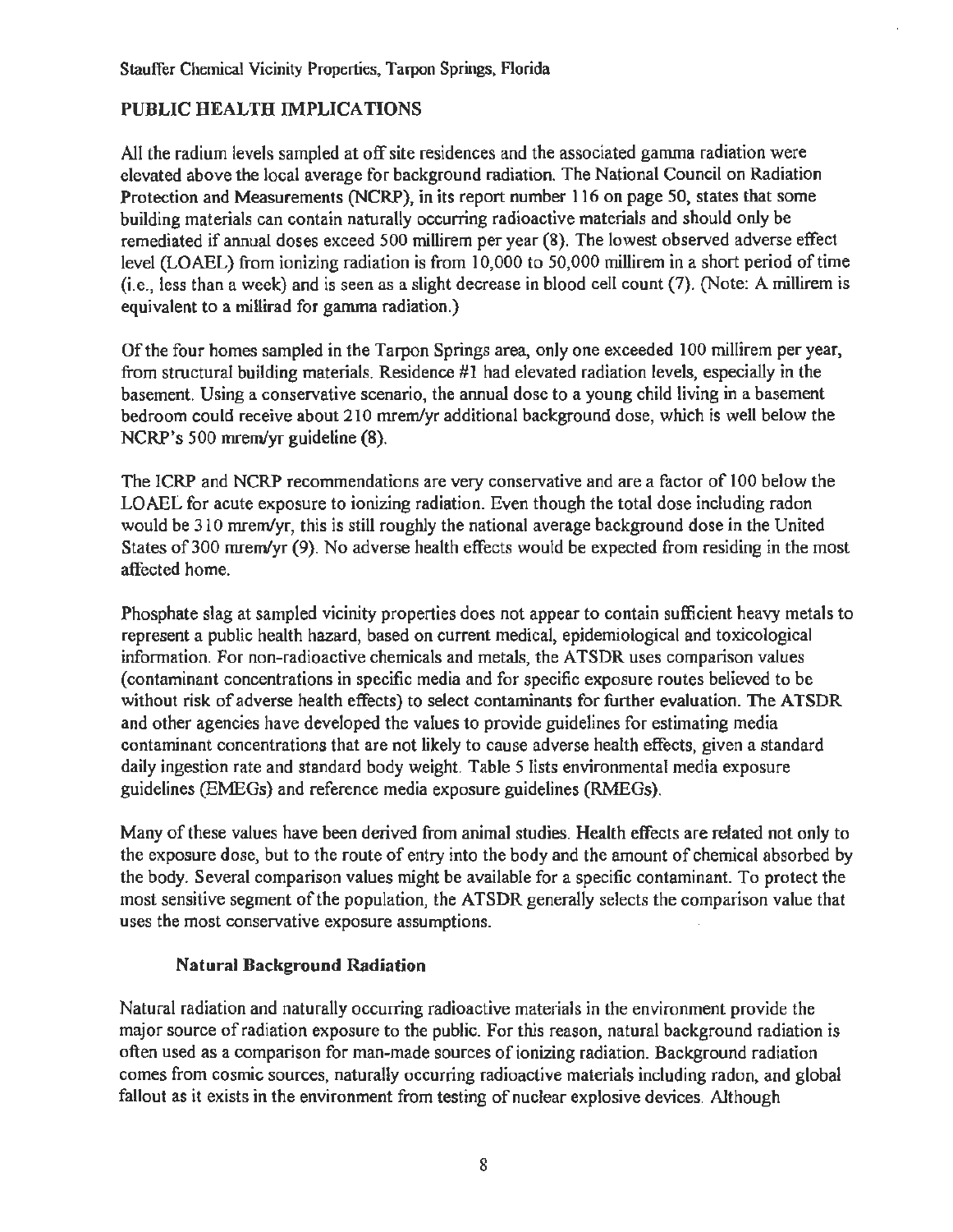## PUBLIC HEALTH IMPLICATIONS

All the radium levels sampled at off site residences and the associated gamma radiation were elevated above the local average for background radiation. The National Council on Radiation Protection and Measurements (NCRP), in its report number 116 on page 50, states that some building materials can contain naturally occurring radioactive materials and should only be remediated if annual doses exceed 500 millirem per year (8). The lowest observed adverse effect level (LOAEL) from ionizing radiation is from 10,000 to 50,000 millirem in a short period of time (i.e., less than a week) and is seen as a slight decrease in blood cell count (7). (Note: A millirem is equivalent to a millirad for gamma radiation.)

Of the four homes sampled in the Tarpon Springs area, only one exceeded 100 millirem per year, from structural building materials. Residence #1 had elevated radiation levels, especially in the basement. Using a conservative scenario, the annual dose to a young child living in a basement bedroom could receive about 210 mrem/yr additional background dose, which is well below the NCRP's 500 mrem/yr guideline (8).

The ICRP and NCRP recommendations are very conservative and are a factor of 100 below the LOAEL for acute exposure to ionizing radiation. Even though the total dose including radon would be 310 mrem/yr, this is still roughly the national average background dose in the United States of 300 mrem/yr (9). No adverse health effects would be expected from residing in the most affected home.

Phosphate slag at sampled vicinity properties does not appear to contain sufficient heavy metals to represent a public health hazard, based on current medical, epidemiological and toxicological information. For non-radioactive chemicals and metals, the ATSDR uses comparison values (contaminant concentrations in specific media and for specific exposure routes believed to be without risk of adverse health effects) to select contaminants for further evaluation. The ATSDR and other agencies have developed the values to provide guidelines for estimating media contaminant concentrations that are not likely to cause adverse health effects, given a standard daily ingestion rate and standard body weight. Table 5 lists environmental media exposure guidelines (EMEGs) and reference media exposure guidelines (RMEGs).

Many of these values have been derived from animal studies. Health effects are related not only to the exposure dose, but to the route of entry into the body and the amount of chemical absorbed by the body. Several comparison values might be available for a specific contaminant. To protect the most sensitive segment of the population, the ATSDR generally selects the comparison value that uses the most conservative exposure assumptions.

### Natural Background Radiation

Natural radiation and naturally occurring radioactive materials in the environment provide the major source of radiation exposure to the public. For this reason, natural background radiation is often used as a comparison for man-made sources of ionizing radiation. Background radiation comes from cosmic sources, naturally occurring radioactive materials including radon, and global fallout as it exists in the environment from testing of nuclear explosive devices. Although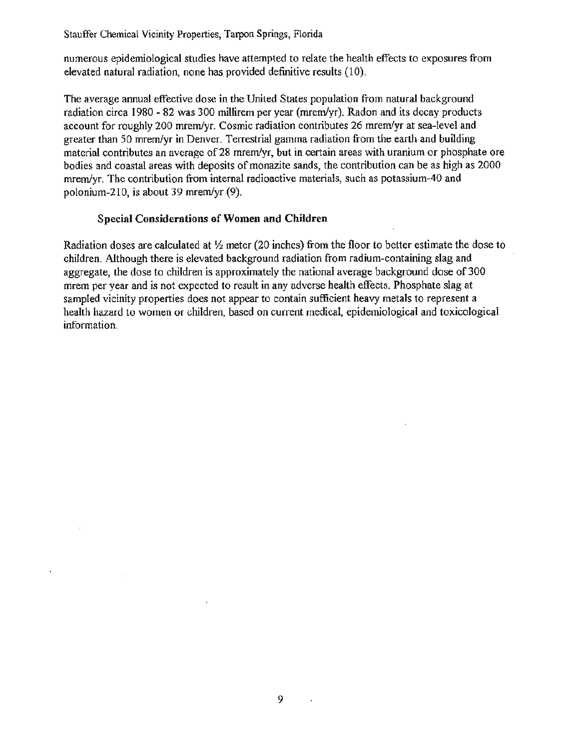numerous epidemiological studies have attempted to relate the health effects to exposures from elevated natural radiation, none has provided definitive results (10).

The average annual effective dose in the United States population from natural background radiation circa 1980 - 82 was 300 millirem per year (mrem/yr). Radon and its decay products account for roughly 200 mrem/yr. Cosmic radiation contributes 26 mrem/yr at sea-level and greater than 50 mrem/yr in Denver. Terrestrial gamma radiation from the earth and building material contributes an average of 28 mrem/yr, but in certain areas with uranium or phosphate ore bodies and coastal areas with deposits of monazite sands, the contribution can be as high as 2000 mrem/yr. The contribution from internal radioactive materials, such as potassium-40 and polonium-210, is about 39 mrem/yr (9).

### Special Considerations of Women and Children

Radiation doses are calculated at ½ meter (20 inches) from the floor to better estimate the dose to children. Although there is elevated background radiation from radium-containing slag and aggregate, the dose to children is approximately the national average background dose of 300 mrem per year and is not expected to result in any adverse health effects. Phosphate slag at sampled vicinity properties does not appear to contain sufficient heavy metals to represent a health hazard to women or children, based on current medical, epidemiological and toxicological information.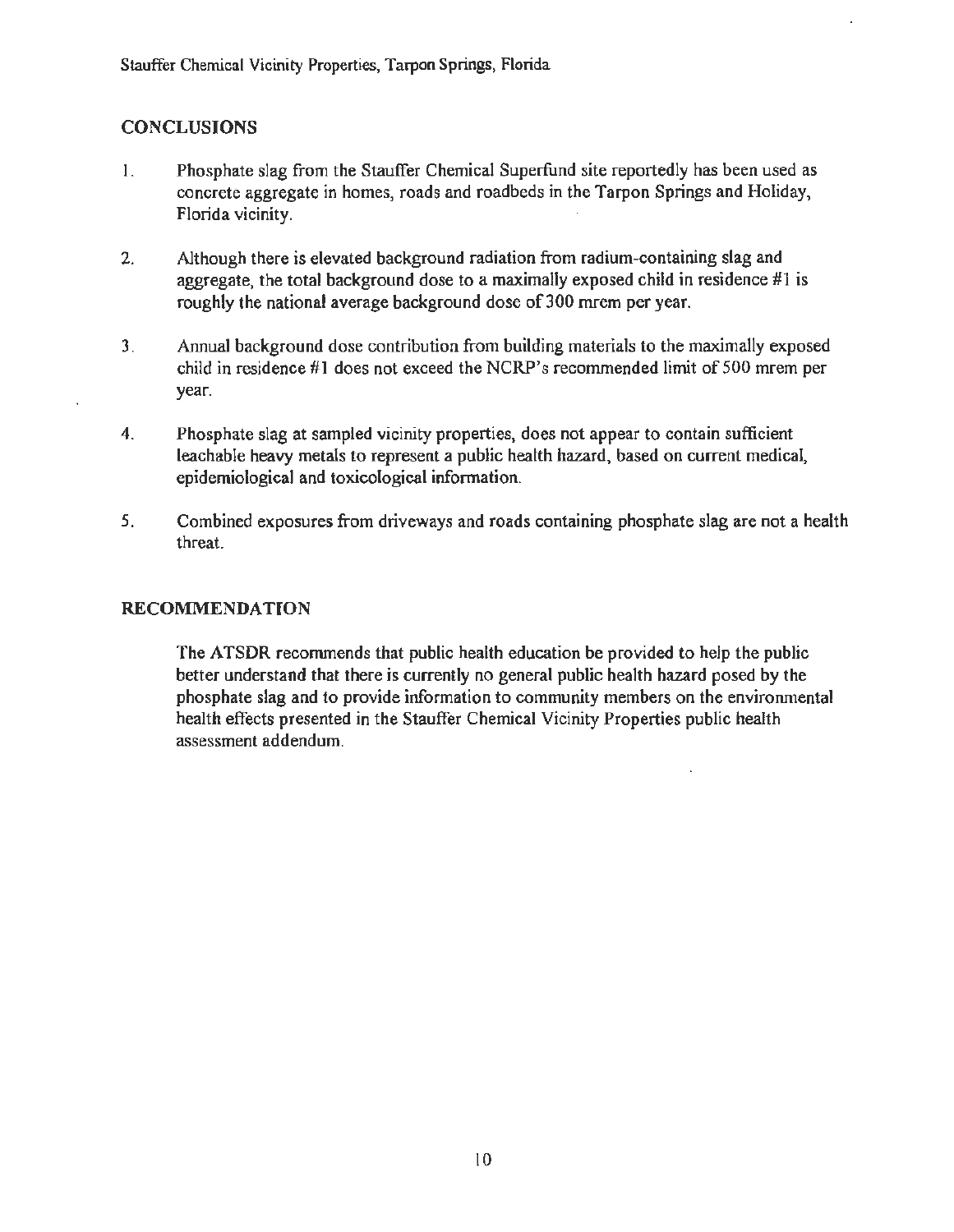## CONCLUSIONS

1. Phosphate slag from the Stauffer Chemical Superfund site reportedly has been used as concrete aggregate in homes, roads and roadbeds in the Tarpon Springs and Holiday, Florida vicinity.

2. Although there is elevated background radiation from radium-containing slag and aggregate, the total background dose to a maximally exposed child in residence #1 is roughly the national average background dose of 300 mrem per year.

3. Annual background dose contribution from building materials to the maximally exposed child in residence #1 does not exceed the NCRP's recommended limit of 500 mrem per year.

4. Phosphate slag at sampled vicinity properties, does not appear to contain sufficient leachable heavy metals to represent a public health hazard, based on current medical, epidemiological and toxicological information.

5. Combined exposures from driveways and roads containing phosphate slag are not a health threat.

## RECOMMENDATION

The ATSDR recommends that public health education be provided to help the public better understand that there is currently no general public health hazard posed by the phosphate slag and to provide information to community members on the environmental health effects presented in the Stauffer Chemical Vicinity Properties public health assessment addendum.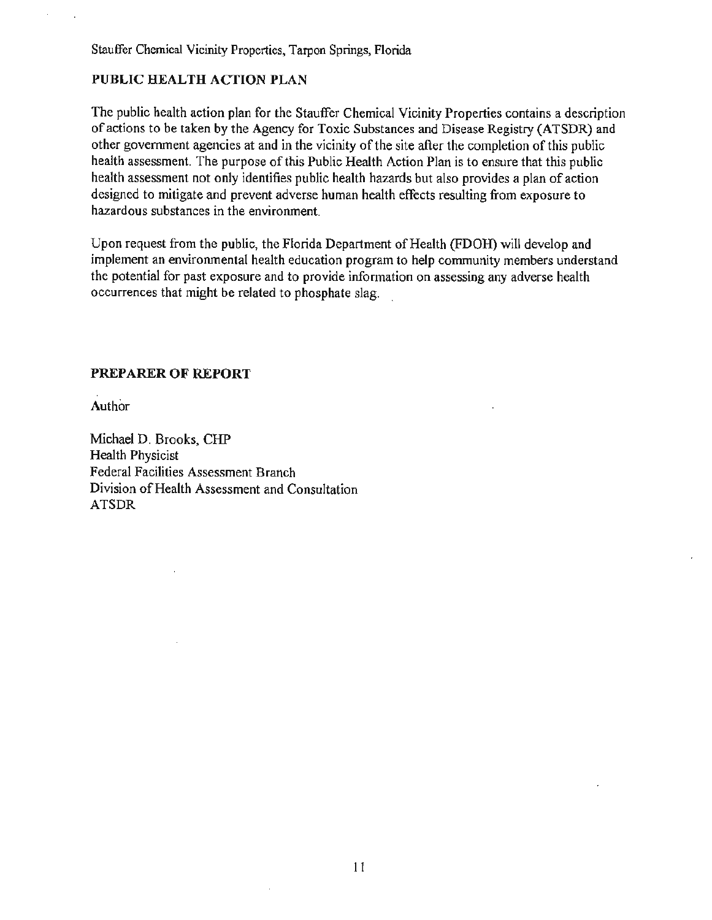## PUBLIC HEALTH ACTION PLAN

The public health action plan for the Stauffer Chemical Vicinity Properties contains a description of actions to be taken by the Agency for Toxic Substances and Disease Registry (ATSDR) and other government agencies at and in the vicinity of the site after the completion of this public health assessment. The purpose of this Public Health Action Plan is to ensure that this public health assessment not only identifies public health hazards but also provides a plan of action designed to mitigate and prevent adverse human health effects resulting from exposure to hazardous substances in the environment.

Upon request from the public, the Florida Department of Health (FDOH) will develop and implement an environmental health education program to help community members understand the potential for past exposure and to provide information on assessing any adverse health occurrences that might be related to phosphate slag.

## PREPARER OF REPORT

Author

Michael D. Brooks, CHP
Health Physicist
Federal Facilities Assessment Branch
Division of Health Assessment and Consultation
ATSDR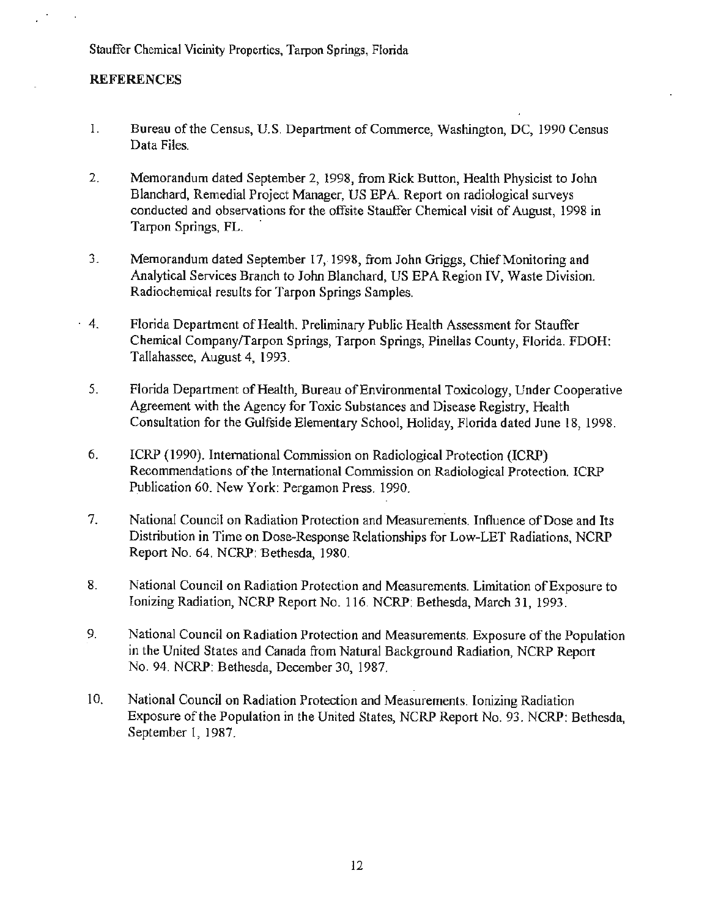## REFERENCES

1. Bureau of the Census, U.S. Department of Commerce, Washington, DC, 1990 Census Data Files.

2. Memorandum dated September 2, 1998, from Rick Button, Health Physicist to John Blanchard, Remedial Project Manager, US EPA. Report on radiological surveys conducted and observations for the offsite Stauffer Chemical visit of August, 1998 in Tarpon Springs, FL.

3. Memorandum dated September 17, 1998, from John Griggs, Chief Monitoring and Analytical Services Branch to John Blanchard, US EPA Region IV, Waste Division. Radiochemical results for Tarpon Springs Samples.

4. Florida Department of Health. Preliminary Public Health Assessment for Stauffer Chemical Company/Tarpon Springs, Tarpon Springs, Pinellas County, Florida. FDOH: Tallahassee, August 4, 1993.

5. Florida Department of Health, Bureau of Environmental Toxicology, Under Cooperative Agreement with the Agency for Toxic Substances and Disease Registry, Health Consultation for the Gulfside Elementary School, Holiday, Florida dated June 18, 1998.

6. ICRP (1990). International Commission on Radiological Protection (ICRP) Recommendations of the International Commission on Radiological Protection. ICRP Publication 60. New York: Pergamon Press. 1990.

7. National Council on Radiation Protection and Measurements. Influence of Dose and Its Distribution in Time on Dose-Response Relationships for Low-LET Radiations, NCRP Report No. 64. NCRP: Bethesda, 1980.

8. National Council on Radiation Protection and Measurements. Limitation of Exposure to Ionizing Radiation, NCRP Report No. 116. NCRP: Bethesda, March 31, 1993.

9. National Council on Radiation Protection and Measurements. Exposure of the Population in the United States and Canada from Natural Background Radiation, NCRP Report No. 94. NCRP: Bethesda, December 30, 1987.

10. National Council on Radiation Protection and Measurements. Ionizing Radiation Exposure of the Population in the United States, NCRP Report No. 93. NCRP: Bethesda, September 1, 1987.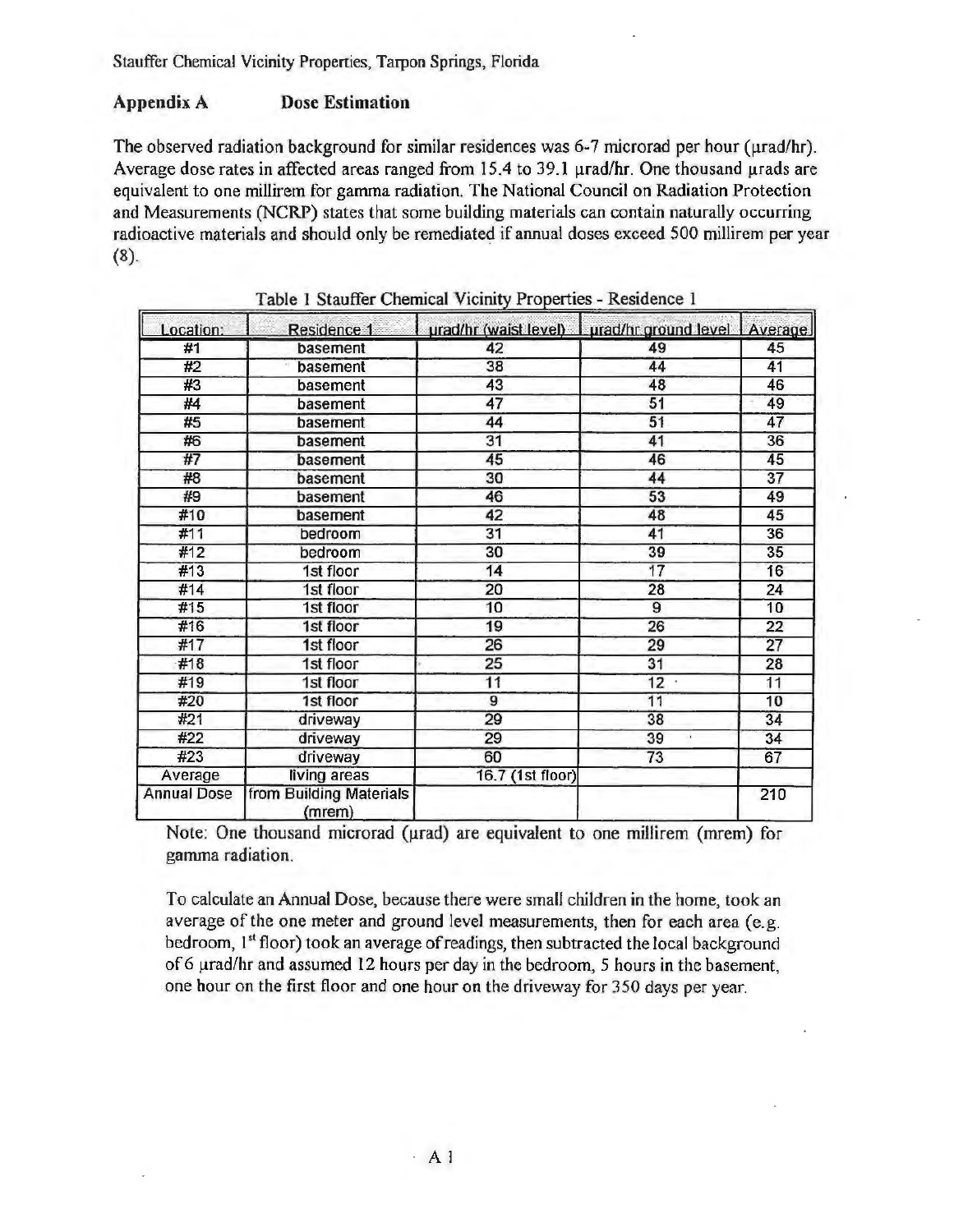## Appendix A Dose Estimation

The observed radiation background for similar residences was 6-7 microrad per hour (µrad/hr). Average dose rates in affected areas ranged from 15.4 to 39.1 µrad/hr. One thousand µrads are equivalent to one millirem for gamma radiation. The National Council on Radiation Protection and Measurements (NCRP) states that some building materials can contain naturally occurring radioactive materials and should only be remediated if annual doses exceed 500 millirem per year (8).

Table 1 Stauffer Chemical Vicinity Properties - Residence 1

| Location: | Residence 1 | µrad/hr (waist level) | µrad/hr ground level | Average |
|---|---|---|---|---|
| #1 | basement | 42 | 49 | 45 |
| #2 | basement | 38 | 44 | 41 |
| #3 | basement | 43 | 48 | 46 |
| #4 | basement | 47 | 51 | 49 |
| #5 | basement | 44 | 51 | 47 |
| #6 | basement | 31 | 41 | 36 |
| #7 | basement | 45 | 46 | 45 |
| #8 | basement | 30 | 44 | 37 |
| #9 | basement | 46 | 53 | 49 |
| #10 | basement | 42 | 48 | 45 |
| #11 | bedroom | 31 | 41 | 36 |
| #12 | bedroom | 30 | 39 | 35 |
| #13 | 1st floor | 14 | 17 | 16 |
| #14 | 1st floor | 20 | 28 | 24 |
| #15 | 1st floor | 10 | 9 | 10 |
| #16 | 1st floor | 19 | 26 | 22 |
| #17 | 1st floor | 26 | 29 | 27 |
| #18 | 1st floor | 25 | 31 | 28 |
| #19 | 1st floor | 11 | 12 | 11 |
| #20 | 1st floor | 9 | 11 | 10 |
| #21 | driveway | 29 | 38 | 34 |
| #22 | driveway | 29 | 39 | 34 |
| #23 | driveway | 60 | 73 | 67 |
| Average | living areas | 16.7 (1st floor) | | |
| Annual Dose | from Building Materials (mrem) | | | 210 |

Note: One thousand microrad (µrad) are equivalent to one millirem (mrem) for gamma radiation.

To calculate an Annual Dose, because there were small children in the home, took an average of the one meter and ground level measurements, then for each area (e.g. bedroom, 1st floor) took an average of readings, then subtracted the local background of 6 µrad/hr and assumed 12 hours per day in the bedroom, 5 hours in the basement, one hour on the first floor and one hour on the driveway for 350 days per year.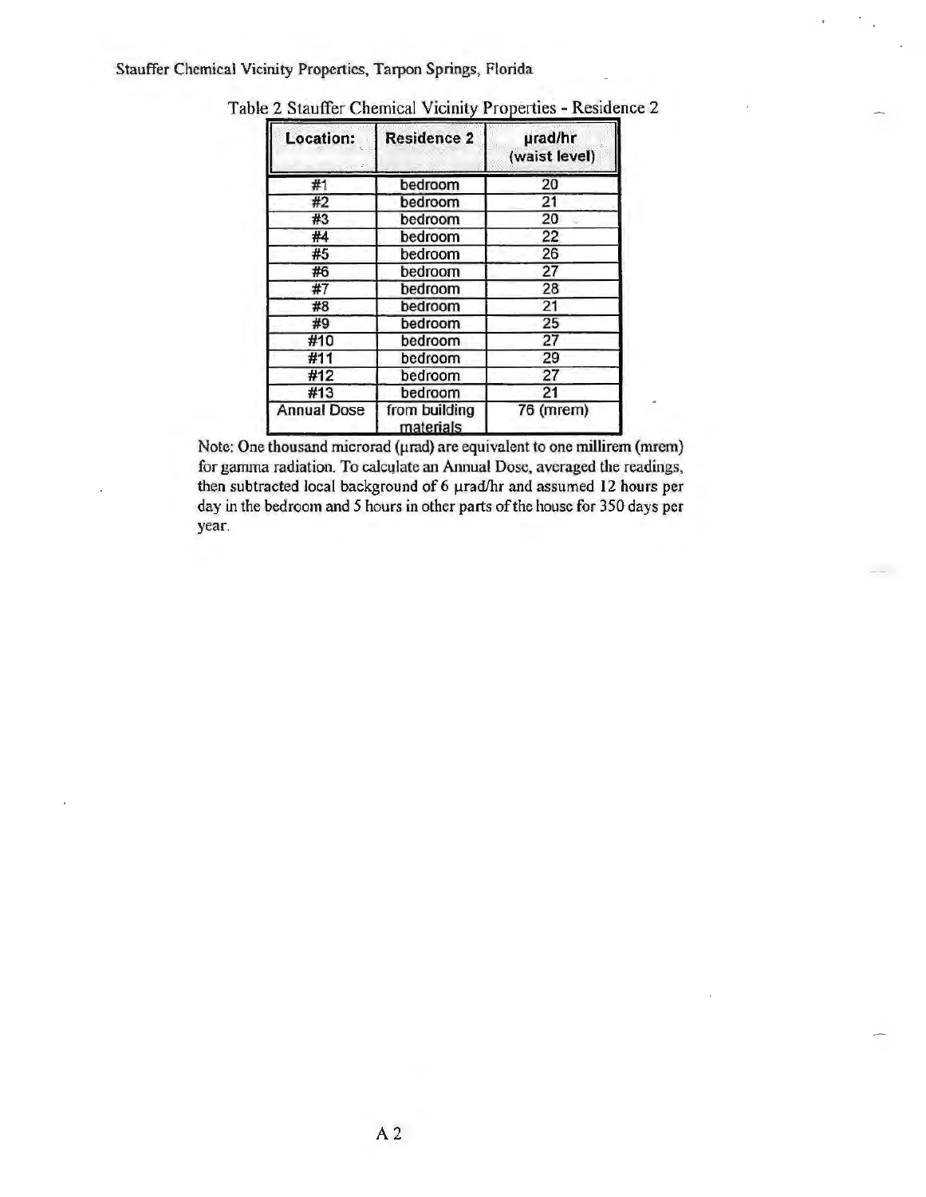Table 2 Stauffer Chemical Vicinity Properties - Residence 2

| Location: | Residence 2 | µrad/hr (waist level) |
|---|---|---|
| #1 | bedroom | 20 |
| #2 | bedroom | 21 |
| #3 | bedroom | 20 |
| #4 | bedroom | 22 |
| #5 | bedroom | 26 |
| #6 | bedroom | 27 |
| #7 | bedroom | 28 |
| #8 | bedroom | 21 |
| #9 | bedroom | 25 |
| #10 | bedroom | 27 |
| #11 | bedroom | 29 |
| #12 | bedroom | 27 |
| #13 | bedroom | 21 |
| Annual Dose | from building materials | 76 (mrem) |

Note: One thousand microrad (µrad) are equivalent to one millirem (mrem) for gamma radiation. To calculate an Annual Dose, averaged the readings, then subtracted local background of 6 µrad/hr and assumed 12 hours per day in the bedroom and 5 hours in other parts of the house for 350 days per year.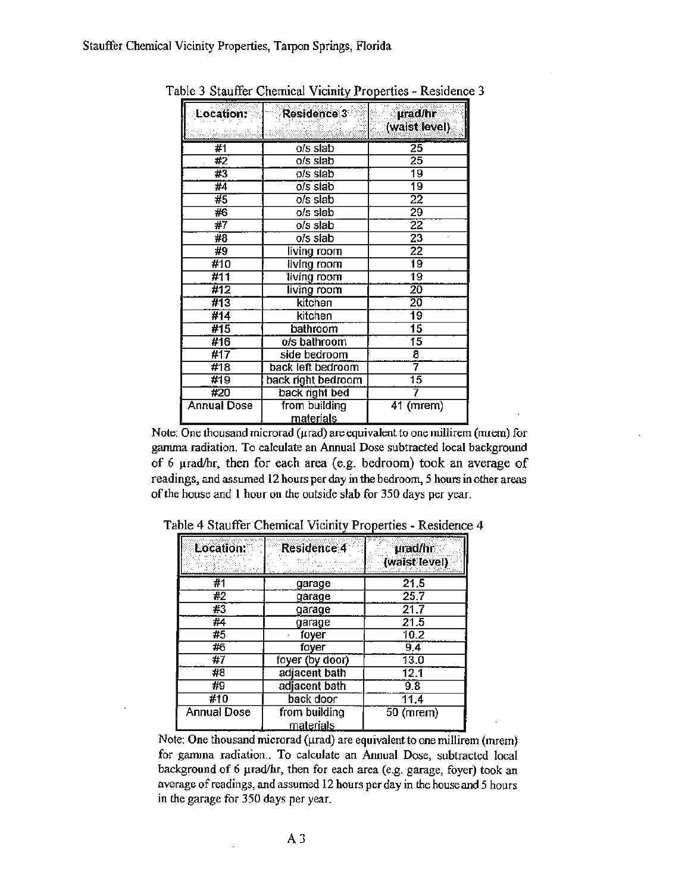Table 3 Stauffer Chemical Vicinity Properties - Residence 3

| Location: | Residence 3 | µrad/hr (waist level) |
| --- | --- | --- |
| #1 | o/s slab | 25 |
| #2 | o/s slab | 25 |
| #3 | o/s slab | 19 |
| #4 | o/s slab | 19 |
| #5 | o/s slab | 22 |
| #6 | o/s slab | 29 |
| #7 | o/s slab | 22 |
| #8 | o/s slab | 23 |
| #9 | living room | 22 |
| #10 | living room | 19 |
| #11 | living room | 19 |
| #12 | living room | 20 |
| #13 | kitchen | 20 |
| #14 | kitchen | 19 |
| #15 | bathroom | 15 |
| #16 | o/s bathroom | 15 |
| #17 | side bedroom | 8 |
| #18 | back left bedroom | 7 |
| #19 | back right bedroom | 15 |
| #20 | back right bed | 7 |
| Annual Dose | from building materials | 41 (mrem) |

Note: One thousand microrad (µrad) are equivalent to one millirem (mrem) for gamma radiation. To calculate an Annual Dose subtracted local background of 6 µrad/hr, then for each area (e.g. bedroom) took an average of readings, and assumed 12 hours per day in the bedroom, 5 hours in other areas of the house and 1 hour on the outside slab for 350 days per year.

Table 4 Stauffer Chemical Vicinity Properties - Residence 4

| Location: | Residence 4 | µrad/hr (waist level) |
| --- | --- | --- |
| #1 | garage | 21.5 |
| #2 | garage | 25.7 |
| #3 | garage | 21.7 |
| #4 | garage | 21.5 |
| #5 | foyer | 10.2 |
| #6 | foyer | 9.4 |
| #7 | foyer (by door) | 13.0 |
| #8 | adjacent bath | 12.1 |
| #9 | adjacent bath | 9.8 |
| #10 | back door | 11.4 |
| Annual Dose | from building materials | 50 (mrem) |

Note: One thousand microrad (µrad) are equivalent to one millirem (mrem) for gamma radiation.. To calculate an Annual Dose, subtracted local background of 6 µrad/hr, then for each area (e.g. garage, foyer) took an average of readings, and assumed 12 hours per day in the house and 5 hours in the garage for 350 days per year.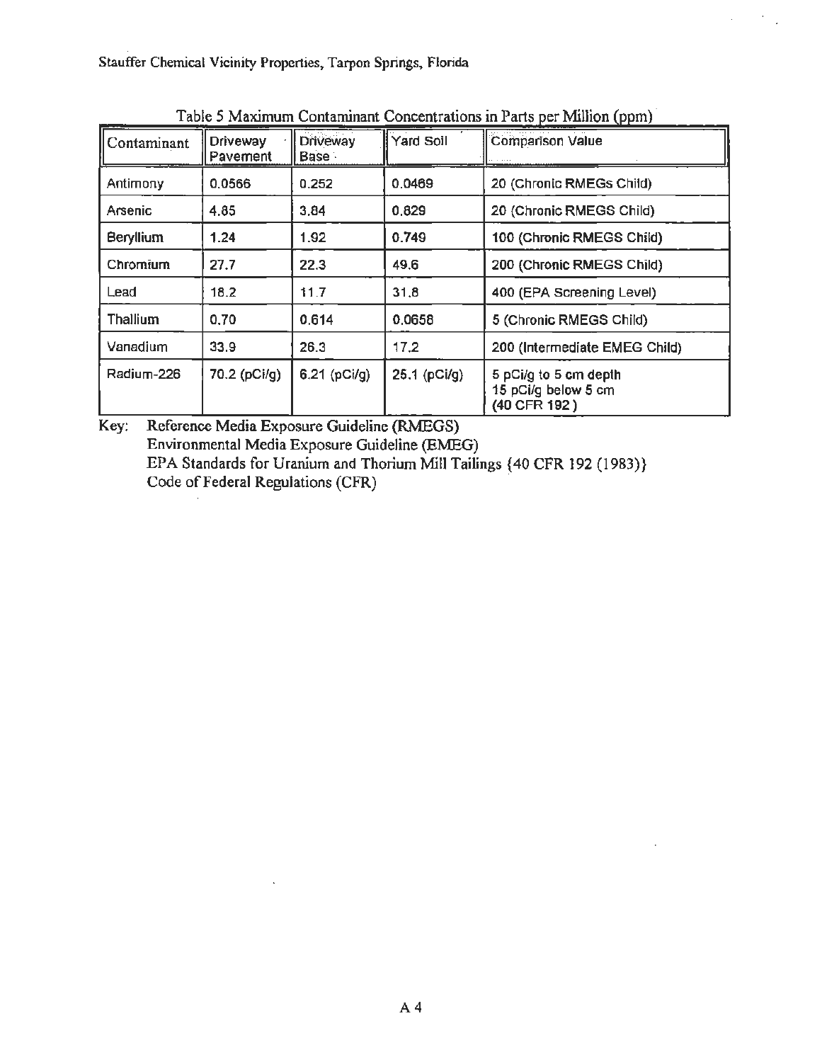Table 5 Maximum Contaminant Concentrations in Parts per Million (ppm)

| Contaminant | Driveway Pavement | Driveway Base | Yard Soil | Comparison Value |
|---|---|---|---|---|
| Antimony | 0.0566 | 0.252 | 0.0469 | 20 (Chronic RMEGs Child) |
| Arsenic | 4.85 | 3.84 | 0.829 | 20 (Chronic RMEGS Child) |
| Beryllium | 1.24 | 1.92 | 0.749 | 100 (Chronic RMEGS Child) |
| Chromium | 27.7 | 22.3 | 49.6 | 200 (Chronic RMEGS Child) |
| Lead | 18.2 | 11.7 | 31.8 | 400 (EPA Screening Level) |
| Thallium | 0.70 | 0.614 | 0.0658 | 5 (Chronic RMEGS Child) |
| Vanadium | 33.9 | 26.3 | 17.2 | 200 (Intermediate EMEG Child) |
| Radium-226 | 70.2 (pCi/g) | 6.21 (pCi/g) | 25.1 (pCi/g) | 5 pCi/g to 5 cm depth<br>15 pCi/g below 5 cm<br>(40 CFR 192) |

Key: Reference Media Exposure Guideline (RMEGS)
Environmental Media Exposure Guideline (EMEG)
EPA Standards for Uranium and Thorium Mill Tailings {40 CFR 192 (1983)}
Code of Federal Regulations (CFR)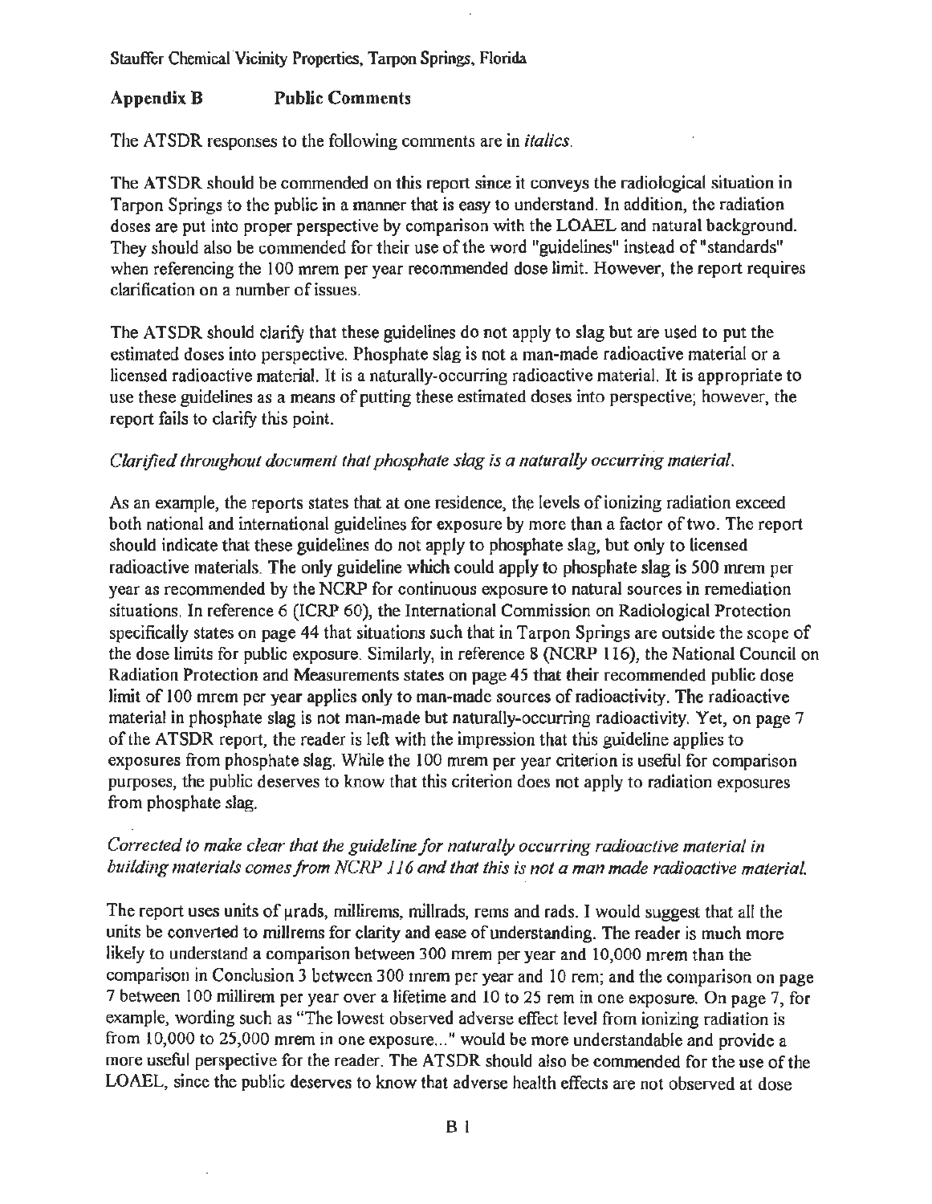## Appendix B Public Comments

The ATSDR responses to the following comments are in *italics*.

The ATSDR should be commended on this report since it conveys the radiological situation in Tarpon Springs to the public in a manner that is easy to understand. In addition, the radiation doses are put into proper perspective by comparison with the LOAEL and natural background. They should also be commended for their use of the word "guidelines" instead of "standards" when referencing the 100 mrem per year recommended dose limit. However, the report requires clarification on a number of issues.

The ATSDR should clarify that these guidelines do not apply to slag but are used to put the estimated doses into perspective. Phosphate slag is not a man-made radioactive material or a licensed radioactive material. It is a naturally-occurring radioactive material. It is appropriate to use these guidelines as a means of putting these estimated doses into perspective; however, the report fails to clarify this point.

*Clarified throughout document that phosphate slag is a naturally occurring material.*

As an example, the reports states that at one residence, the levels of ionizing radiation exceed both national and international guidelines for exposure by more than a factor of two. The report should indicate that these guidelines do not apply to phosphate slag, but only to licensed radioactive materials. The only guideline which could apply to phosphate slag is 500 mrem per year as recommended by the NCRP for continuous exposure to natural sources in remediation situations. In reference 6 (ICRP 60), the International Commission on Radiological Protection specifically states on page 44 that situations such that in Tarpon Springs are outside the scope of the dose limits for public exposure. Similarly, in reference 8 (NCRP 116), the National Council on Radiation Protection and Measurements states on page 45 that their recommended public dose limit of 100 mrem per year applies only to man-made sources of radioactivity. The radioactive material in phosphate slag is not man-made but naturally-occurring radioactivity. Yet, on page 7 of the ATSDR report, the reader is left with the impression that this guideline applies to exposures from phosphate slag. While the 100 mrem per year criterion is useful for comparison purposes, the public deserves to know that this criterion does not apply to radiation exposures from phosphate slag.

*Corrected to make clear that the guideline for naturally occurring radioactive material in building materials comes from NCRP 116 and that this is not a man made radioactive material.*

The report uses units of µrads, millirems, millrads, rems and rads. I would suggest that all the units be converted to millrems for clarity and ease of understanding. The reader is much more likely to understand a comparison between 300 mrem per year and 10,000 mrem than the comparison in Conclusion 3 between 300 mrem per year and 10 rem; and the comparison on page 7 between 100 millirem per year over a lifetime and 10 to 25 rem in one exposure. On page 7, for example, wording such as "The lowest observed adverse effect level from ionizing radiation is from 10,000 to 25,000 mrem in one exposure..." would be more understandable and provide a more useful perspective for the reader. The ATSDR should also be commended for the use of the LOAEL, since the public deserves to know that adverse health effects are not observed at dose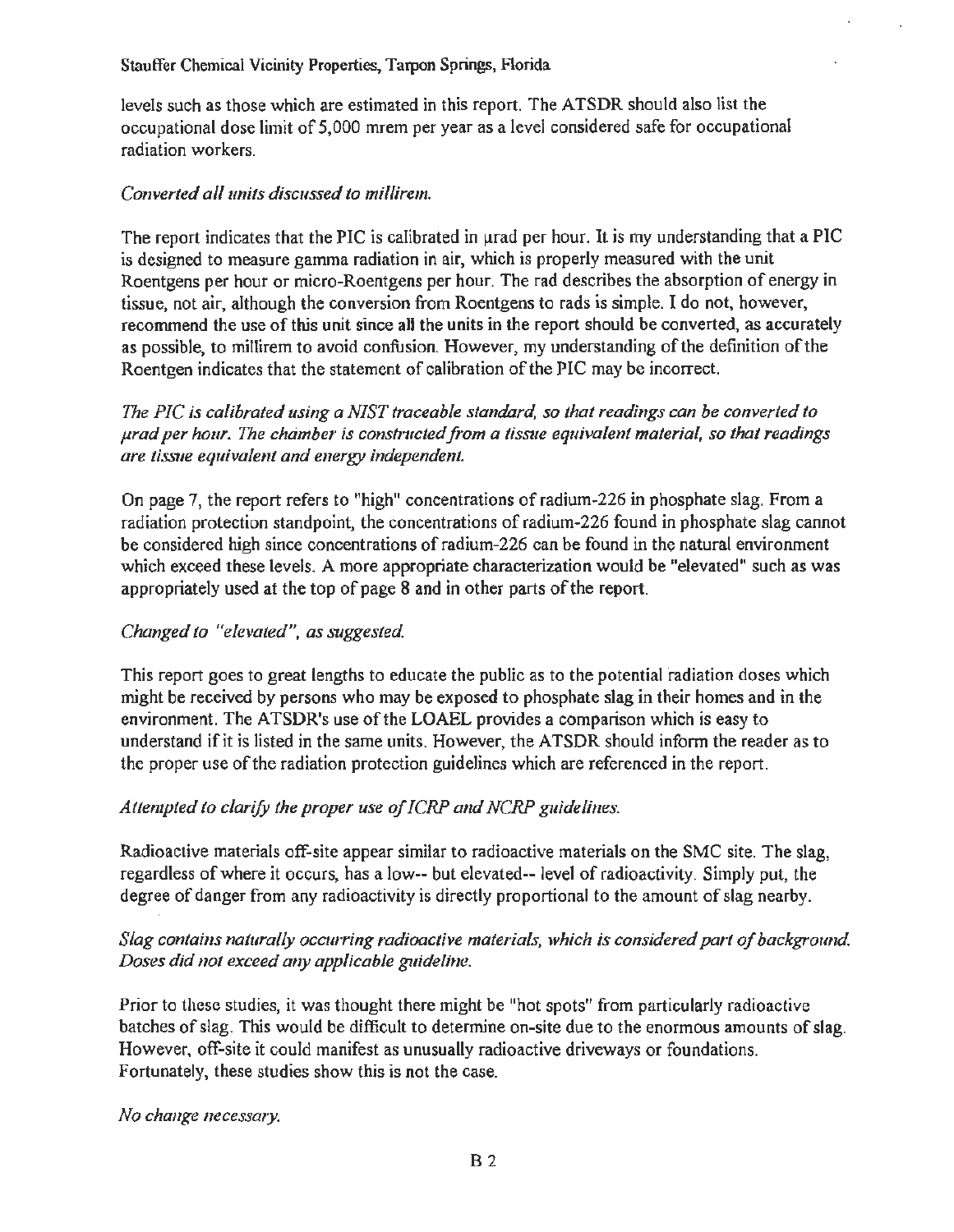levels such as those which are estimated in this report. The ATSDR should also list the occupational dose limit of 5,000 mrem per year as a level considered safe for occupational radiation workers.

*Converted all units discussed to millirem.*

The report indicates that the PIC is calibrated in µrad per hour. It is my understanding that a PIC is designed to measure gamma radiation in air, which is properly measured with the unit Roentgens per hour or micro-Roentgens per hour. The rad describes the absorption of energy in tissue, not air, although the conversion from Roentgens to rads is simple. I do not, however, recommend the use of this unit since all the units in the report should be converted, as accurately as possible, to millirem to avoid confusion. However, my understanding of the definition of the Roentgen indicates that the statement of calibration of the PIC may be incorrect.

*The PIC is calibrated using a NIST traceable standard, so that readings can be converted to µrad per hour. The chamber is constructed from a tissue equivalent material, so that readings are tissue equivalent and energy independent.*

On page 7, the report refers to "high" concentrations of radium-226 in phosphate slag. From a radiation protection standpoint, the concentrations of radium-226 found in phosphate slag cannot be considered high since concentrations of radium-226 can be found in the natural environment which exceed these levels. A more appropriate characterization would be "elevated" such as was appropriately used at the top of page 8 and in other parts of the report.

*Changed to "elevated", as suggested.*

This report goes to great lengths to educate the public as to the potential radiation doses which might be received by persons who may be exposed to phosphate slag in their homes and in the environment. The ATSDR's use of the LOAEL provides a comparison which is easy to understand if it is listed in the same units. However, the ATSDR should inform the reader as to the proper use of the radiation protection guidelines which are referenced in the report.

*Attempted to clarify the proper use of ICRP and NCRP guidelines.*

Radioactive materials off-site appear similar to radioactive materials on the SMC site. The slag, regardless of where it occurs, has a low-- but elevated-- level of radioactivity. Simply put, the degree of danger from any radioactivity is directly proportional to the amount of slag nearby.

*Slag contains naturally occurring radioactive materials, which is considered part of background. Doses did not exceed any applicable guideline.*

Prior to these studies, it was thought there might be "hot spots" from particularly radioactive batches of slag. This would be difficult to determine on-site due to the enormous amounts of slag. However, off-site it could manifest as unusually radioactive driveways or foundations. Fortunately, these studies show this is not the case.

*No change necessary.*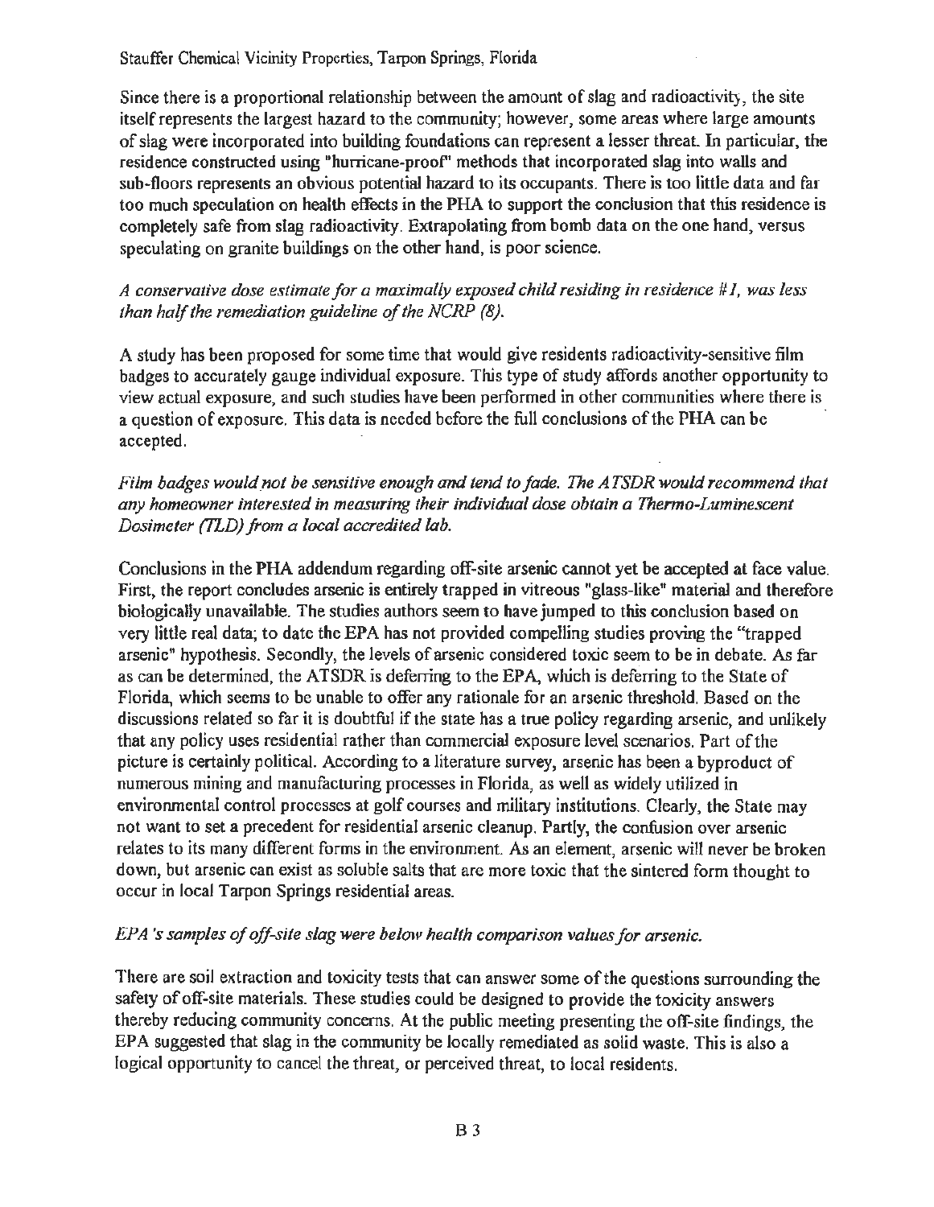Since there is a proportional relationship between the amount of slag and radioactivity, the site itself represents the largest hazard to the community; however, some areas where large amounts of slag were incorporated into building foundations can represent a lesser threat. In particular, the residence constructed using "hurricane-proof" methods that incorporated slag into walls and sub-floors represents an obvious potential hazard to its occupants. There is too little data and far too much speculation on health effects in the PHA to support the conclusion that this residence is completely safe from slag radioactivity. Extrapolating from bomb data on the one hand, versus speculating on granite buildings on the other hand, is poor science.

*A conservative dose estimate for a maximally exposed child residing in residence #1, was less than half the remediation guideline of the NCRP (8).*

A study has been proposed for some time that would give residents radioactivity-sensitive film badges to accurately gauge individual exposure. This type of study affords another opportunity to view actual exposure, and such studies have been performed in other communities where there is a question of exposure. This data is needed before the full conclusions of the PHA can be accepted.

*Film badges would not be sensitive enough and tend to fade. The ATSDR would recommend that any homeowner interested in measuring their individual dose obtain a Thermo-Luminescent Dosimeter (TLD) from a local accredited lab.*

Conclusions in the PHA addendum regarding off-site arsenic cannot yet be accepted at face value. First, the report concludes arsenic is entirely trapped in vitreous "glass-like" material and therefore biologically unavailable. The studies authors seem to have jumped to this conclusion based on very little real data; to date the EPA has not provided compelling studies proving the "trapped arsenic" hypothesis. Secondly, the levels of arsenic considered toxic seem to be in debate. As far as can be determined, the ATSDR is deferring to the EPA, which is deferring to the State of Florida, which seems to be unable to offer any rationale for an arsenic threshold. Based on the discussions related so far it is doubtful if the state has a true policy regarding arsenic, and unlikely that any policy uses residential rather than commercial exposure level scenarios. Part of the picture is certainly political. According to a literature survey, arsenic has been a byproduct of numerous mining and manufacturing processes in Florida, as well as widely utilized in environmental control processes at golf courses and military institutions. Clearly, the State may not want to set a precedent for residential arsenic cleanup. Partly, the confusion over arsenic relates to its many different forms in the environment. As an element, arsenic will never be broken down, but arsenic can exist as soluble salts that are more toxic that the sintered form thought to occur in local Tarpon Springs residential areas.

*EPA's samples of off-site slag were below health comparison values for arsenic.*

There are soil extraction and toxicity tests that can answer some of the questions surrounding the safety of off-site materials. These studies could be designed to provide the toxicity answers thereby reducing community concerns. At the public meeting presenting the off-site findings, the EPA suggested that slag in the community be locally remediated as solid waste. This is also a logical opportunity to cancel the threat, or perceived threat, to local residents.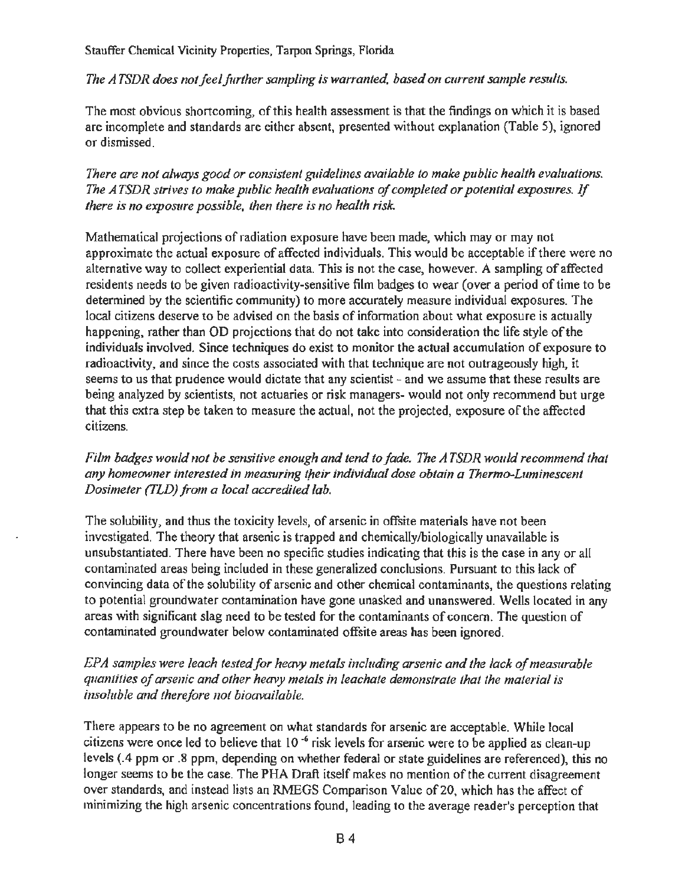*The ATSDR does not feel further sampling is warranted, based on current sample results.*

The most obvious shortcoming, of this health assessment is that the findings on which it is based are incomplete and standards are either absent, presented without explanation (Table 5), ignored or dismissed.

*There are not always good or consistent guidelines available to make public health evaluations. The ATSDR strives to make public health evaluations of completed or potential exposures. If there is no exposure possible, then there is no health risk.*

Mathematical projections of radiation exposure have been made, which may or may not approximate the actual exposure of affected individuals. This would be acceptable if there were no alternative way to collect experiential data. This is not the case, however. A sampling of affected residents needs to be given radioactivity-sensitive film badges to wear (over a period of time to be determined by the scientific community) to more accurately measure individual exposures. The local citizens deserve to be advised on the basis of information about what exposure is actually happening, rather than OD projections that do not take into consideration the life style of the individuals involved. Since techniques do exist to monitor the actual accumulation of exposure to radioactivity, and since the costs associated with that technique are not outrageously high, it seems to us that prudence would dictate that any scientist - and we assume that these results are being analyzed by scientists, not actuaries or risk managers- would not only recommend but urge that this extra step be taken to measure the actual, not the projected, exposure of the affected citizens.

*Film badges would not be sensitive enough and tend to fade. The ATSDR would recommend that any homeowner interested in measuring their individual dose obtain a Thermo-Luminescent Dosimeter (TLD) from a local accredited lab.*

The solubility, and thus the toxicity levels, of arsenic in offsite materials have not been investigated. The theory that arsenic is trapped and chemically/biologically unavailable is unsubstantiated. There have been no specific studies indicating that this is the case in any or all contaminated areas being included in these generalized conclusions. Pursuant to this lack of convincing data of the solubility of arsenic and other chemical contaminants, the questions relating to potential groundwater contamination have gone unasked and unanswered. Wells located in any areas with significant slag need to be tested for the contaminants of concern. The question of contaminated groundwater below contaminated offsite areas has been ignored.

*EPA samples were leach tested for heavy metals including arsenic and the lack of measurable quantities of arsenic and other heavy metals in leachate demonstrate that the material is insoluble and therefore not bioavailable.*

There appears to be no agreement on what standards for arsenic are acceptable. While local citizens were once led to believe that $10^{-6}$ risk levels for arsenic were to be applied as clean-up levels (.4 ppm or .8 ppm, depending on whether federal or state guidelines are referenced), this no longer seems to be the case. The PHA Draft itself makes no mention of the current disagreement over standards, and instead lists an RMEGS Comparison Value of 20, which has the affect of minimizing the high arsenic concentrations found, leading to the average reader's perception that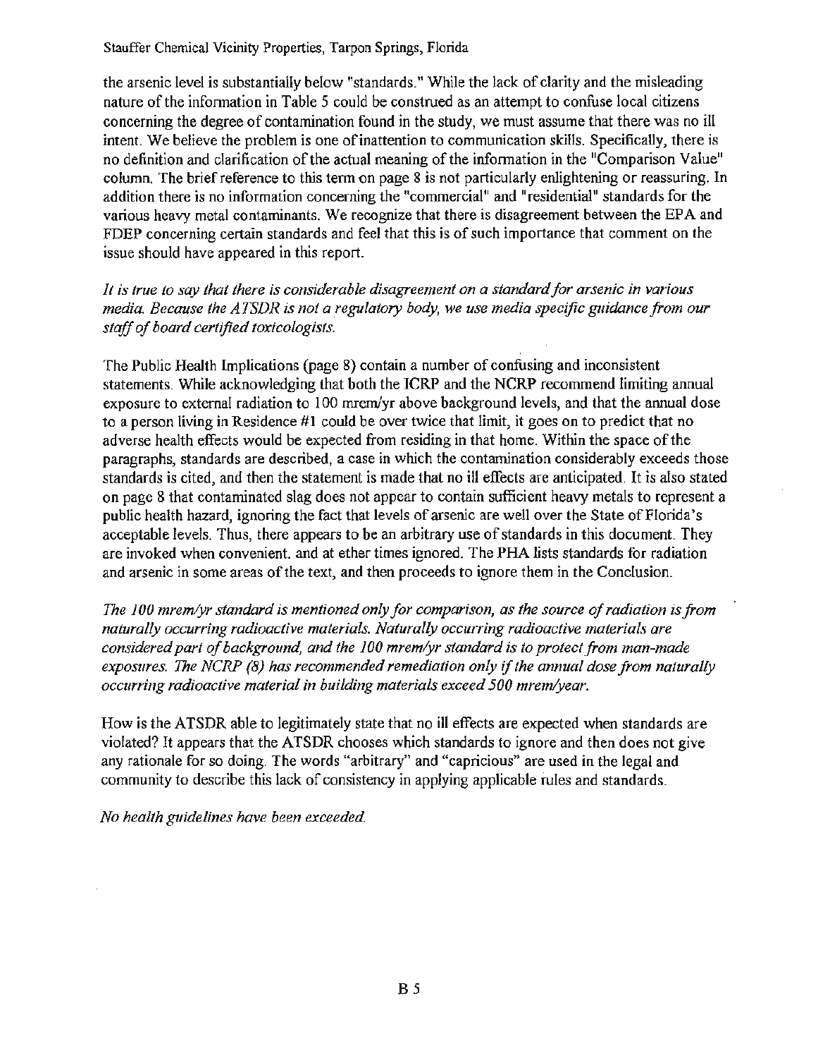the arsenic level is substantially below "standards." While the lack of clarity and the misleading nature of the information in Table 5 could be construed as an attempt to confuse local citizens concerning the degree of contamination found in the study, we must assume that there was no ill intent. We believe the problem is one of inattention to communication skills. Specifically, there is no definition and clarification of the actual meaning of the information in the "Comparison Value" column. The brief reference to this term on page 8 is not particularly enlightening or reassuring. In addition there is no information concerning the "commercial" and "residential" standards for the various heavy metal contaminants. We recognize that there is disagreement between the EPA and FDEP concerning certain standards and feel that this is of such importance that comment on the issue should have appeared in this report.

*It is true to say that there is considerable disagreement on a standard for arsenic in various media. Because the ATSDR is not a regulatory body, we use media specific guidance from our staff of board certified toxicologists.*

The Public Health Implications (page 8) contain a number of confusing and inconsistent statements. While acknowledging that both the ICRP and the NCRP recommend limiting annual exposure to external radiation to 100 mrem/yr above background levels, and that the annual dose to a person living in Residence #1 could be over twice that limit, it goes on to predict that no adverse health effects would be expected from residing in that home. Within the space of the paragraphs, standards are described, a case in which the contamination considerably exceeds those standards is cited, and then the statement is made that no ill effects are anticipated. It is also stated on page 8 that contaminated slag does not appear to contain sufficient heavy metals to represent a public health hazard, ignoring the fact that levels of arsenic are well over the State of Florida's acceptable levels. Thus, there appears to be an arbitrary use of standards in this document. They are invoked when convenient, and at ether times ignored. The PHA lists standards for radiation and arsenic in some areas of the text, and then proceeds to ignore them in the Conclusion.

*The 100 mrem/yr standard is mentioned only for comparison, as the source of radiation is from naturally occurring radioactive materials. Naturally occurring radioactive materials are considered part of background, and the 100 mrem/yr standard is to protect from man-made exposures. The NCRP (8) has recommended remediation only if the annual dose from naturally occurring radioactive material in building materials exceed 500 mrem/year.*

How is the ATSDR able to legitimately state that no ill effects are expected when standards are violated? It appears that the ATSDR chooses which standards to ignore and then does not give any rationale for so doing. The words "arbitrary" and "capricious" are used in the legal and community to describe this lack of consistency in applying applicable rules and standards.

*No health guidelines have been exceeded.*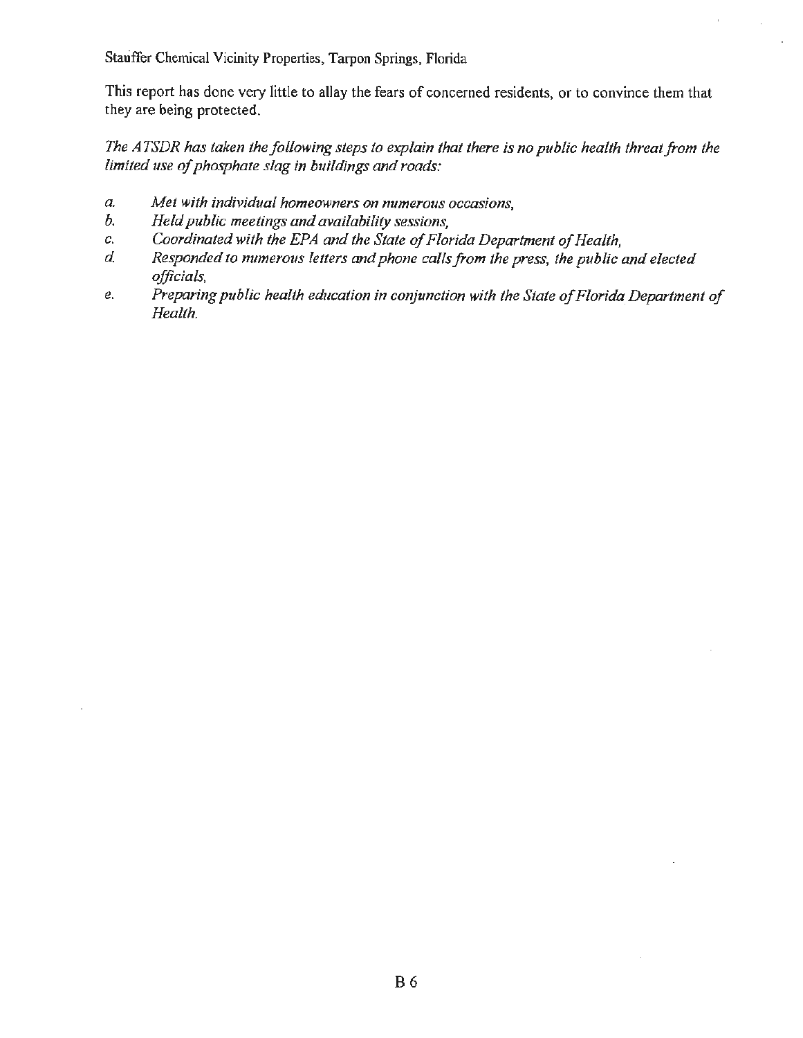This report has done very little to allay the fears of concerned residents, or to convince them that they are being protected.

*The ATSDR has taken the following steps to explain that there is no public health threat from the limited use of phosphate slag in buildings and roads:*

*a. Met with individual homeowners on numerous occasions,*
*b. Held public meetings and availability sessions,*
*c. Coordinated with the EPA and the State of Florida Department of Health,*
*d. Responded to numerous letters and phone calls from the press, the public and elected officials,*
*e. Preparing public health education in conjunction with the State of Florida Department of Health.*